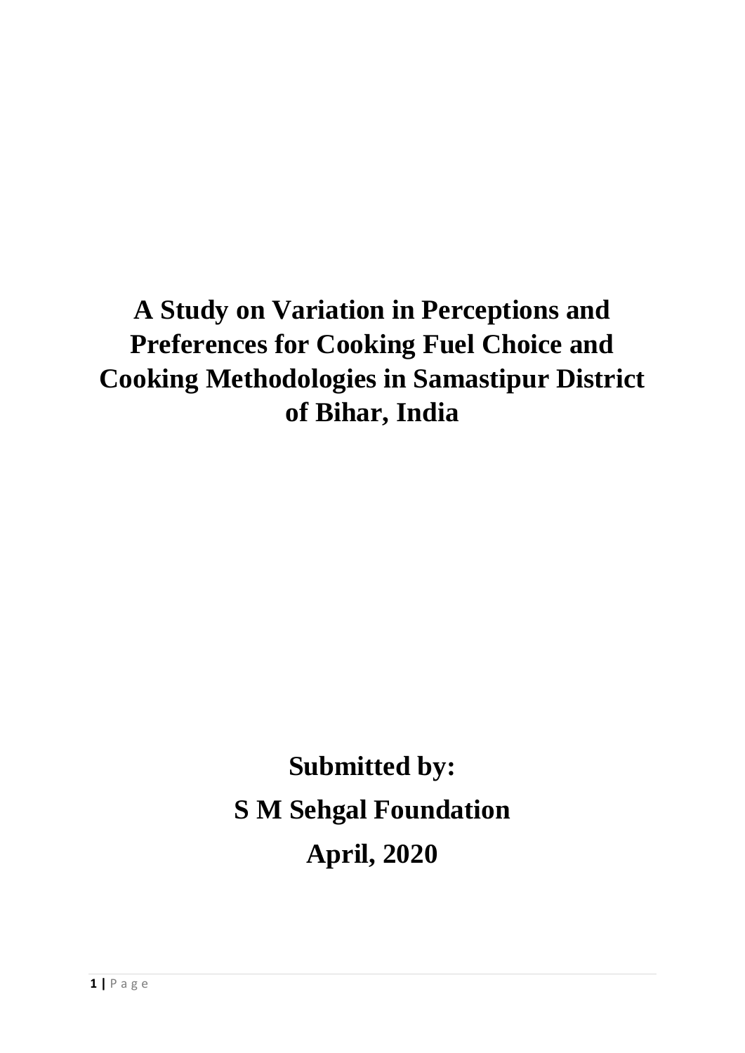# A Study on Variation in Perceptions and Preferences for Cooking Fuel Choice and Cooking Methodologies in Samastipur District of Bihar, India

**Submitted by:**

**S M Sehgal Foundation**

**April, 2020**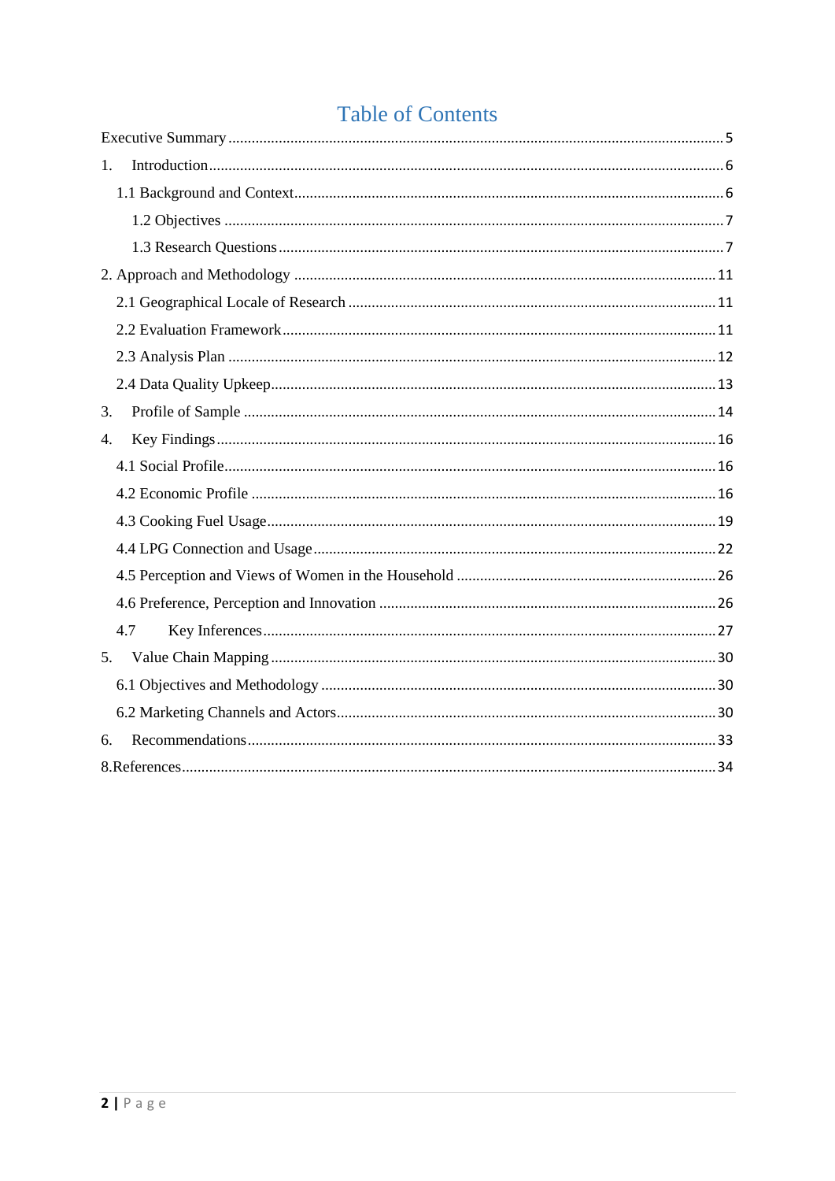# Table of Contents

Executive Summary .... 5

1. Introduction .... 6

   1.1 Background and Context .... 6

   1.2 Objectives .... 7

   1.3 Research Questions .... 7

2. Approach and Methodology .... 11

   2.1 Geographical Locale of Research .... 11

   2.2 Evaluation Framework .... 11

   2.3 Analysis Plan .... 12

   2.4 Data Quality Upkeep .... 13

3. Profile of Sample .... 14

4. Key Findings .... 16

   4.1 Social Profile .... 16

   4.2 Economic Profile .... 16

   4.3 Cooking Fuel Usage .... 19

   4.4 LPG Connection and Usage .... 22

   4.5 Perception and Views of Women in the Household .... 26

   4.6 Preference, Perception and Innovation .... 26

   4.7 Key Inferences .... 27

5. Value Chain Mapping .... 30

   6.1 Objectives and Methodology .... 30

   6.2 Marketing Channels and Actors .... 30

6. Recommendations .... 33

8.References .... 34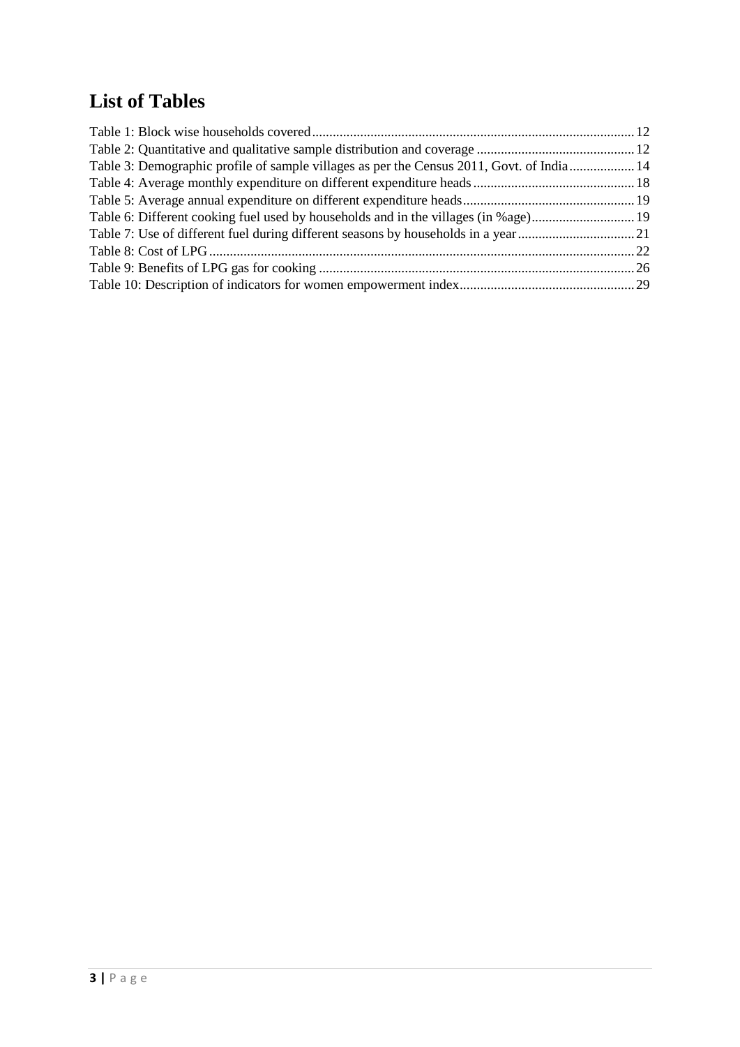# List of Tables

Table 1: Block wise households covered ..... 12
Table 2: Quantitative and qualitative sample distribution and coverage ..... 12
Table 3: Demographic profile of sample villages as per the Census 2011, Govt. of India ..... 14
Table 4: Average monthly expenditure on different expenditure heads ..... 18
Table 5: Average annual expenditure on different expenditure heads ..... 19
Table 6: Different cooking fuel used by households and in the villages (in %age) ..... 19
Table 7: Use of different fuel during different seasons by households in a year ..... 21
Table 8: Cost of LPG ..... 22
Table 9: Benefits of LPG gas for cooking ..... 26
Table 10: Description of indicators for women empowerment index ..... 29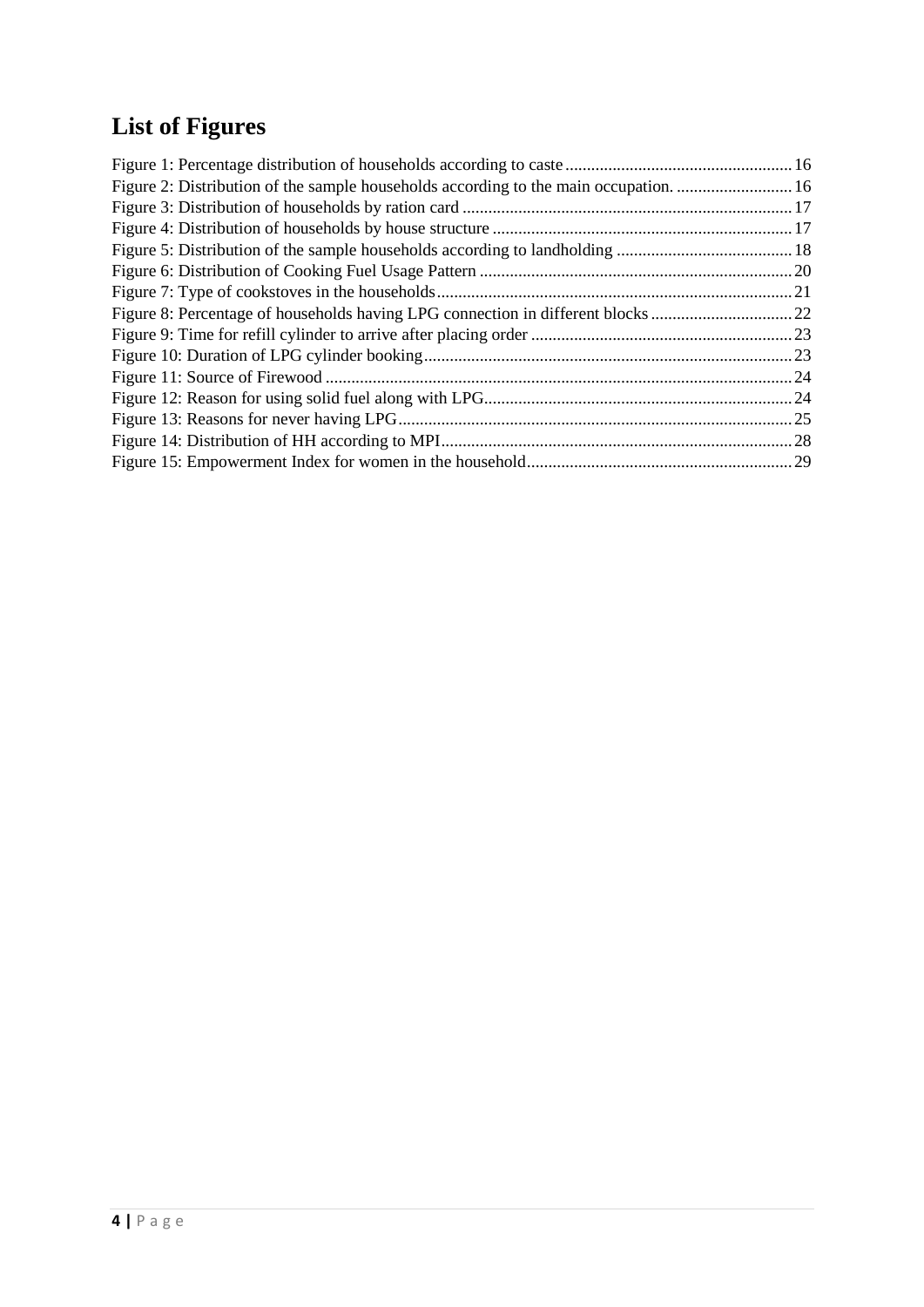# List of Figures

Figure 1: Percentage distribution of households according to caste ..................................................... 16
Figure 2: Distribution of the sample households according to the main occupation. ........................... 16
Figure 3: Distribution of households by ration card ............................................................................. 17
Figure 4: Distribution of households by house structure ...................................................................... 17
Figure 5: Distribution of the sample households according to landholding ......................................... 18
Figure 6: Distribution of Cooking Fuel Usage Pattern ......................................................................... 20
Figure 7: Type of cookstoves in the households .................................................................................. 21
Figure 8: Percentage of households having LPG connection in different blocks ................................. 22
Figure 9: Time for refill cylinder to arrive after placing order ............................................................. 23
Figure 10: Duration of LPG cylinder booking ...................................................................................... 23
Figure 11: Source of Firewood ............................................................................................................. 24
Figure 12: Reason for using solid fuel along with LPG ........................................................................ 24
Figure 13: Reasons for never having LPG ............................................................................................ 25
Figure 14: Distribution of HH according to MPI .................................................................................. 28
Figure 15: Empowerment Index for women in the household .............................................................. 29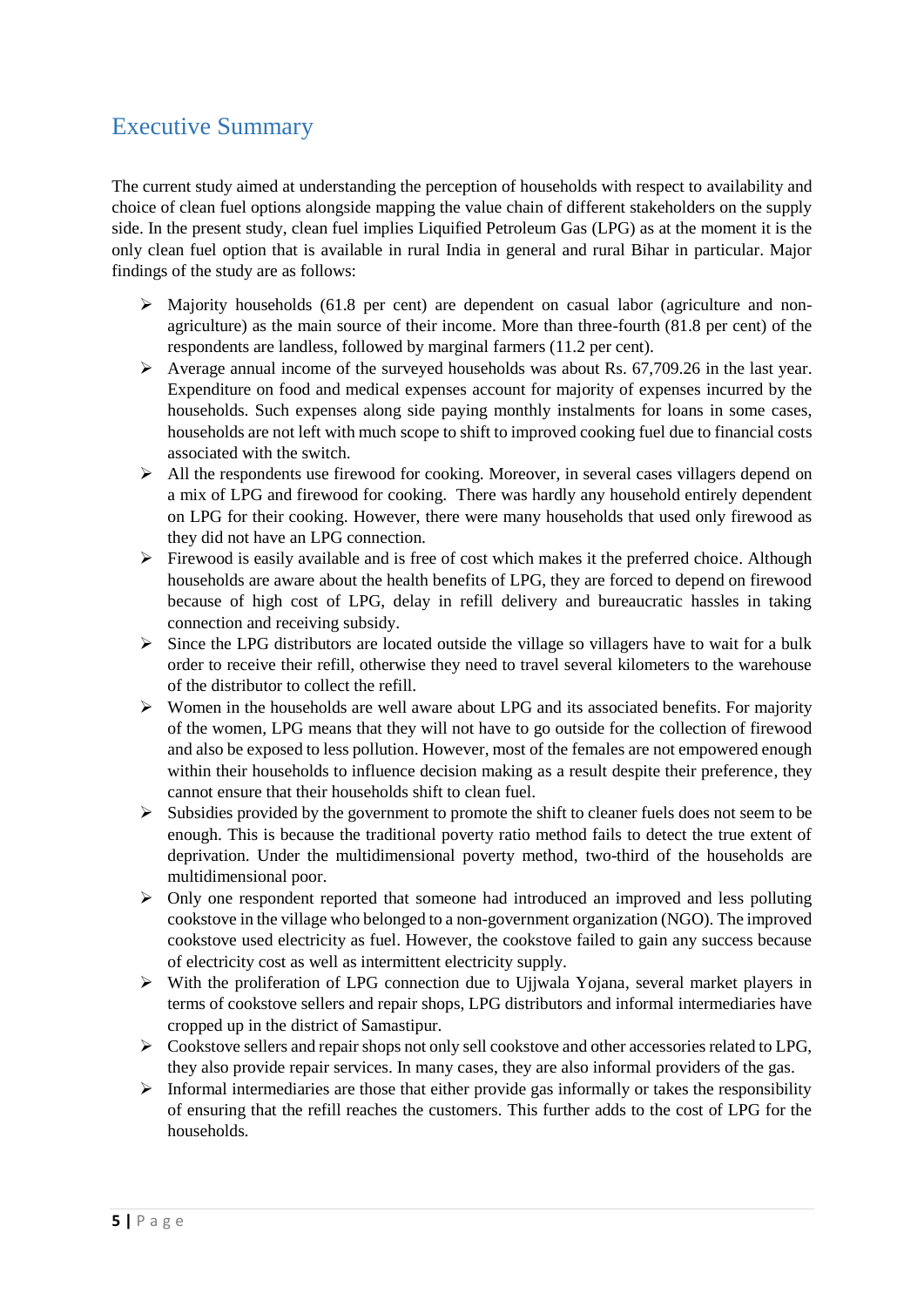# Executive Summary

The current study aimed at understanding the perception of households with respect to availability and choice of clean fuel options alongside mapping the value chain of different stakeholders on the supply side. In the present study, clean fuel implies Liquified Petroleum Gas (LPG) as at the moment it is the only clean fuel option that is available in rural India in general and rural Bihar in particular. Major findings of the study are as follows:

- Majority households (61.8 per cent) are dependent on casual labor (agriculture and non-agriculture) as the main source of their income. More than three-fourth (81.8 per cent) of the respondents are landless, followed by marginal farmers (11.2 per cent).
- Average annual income of the surveyed households was about Rs. 67,709.26 in the last year. Expenditure on food and medical expenses account for majority of expenses incurred by the households. Such expenses along side paying monthly instalments for loans in some cases, households are not left with much scope to shift to improved cooking fuel due to financial costs associated with the switch.
- All the respondents use firewood for cooking. Moreover, in several cases villagers depend on a mix of LPG and firewood for cooking. There was hardly any household entirely dependent on LPG for their cooking. However, there were many households that used only firewood as they did not have an LPG connection.
- Firewood is easily available and is free of cost which makes it the preferred choice. Although households are aware about the health benefits of LPG, they are forced to depend on firewood because of high cost of LPG, delay in refill delivery and bureaucratic hassles in taking connection and receiving subsidy.
- Since the LPG distributors are located outside the village so villagers have to wait for a bulk order to receive their refill, otherwise they need to travel several kilometers to the warehouse of the distributor to collect the refill.
- Women in the households are well aware about LPG and its associated benefits. For majority of the women, LPG means that they will not have to go outside for the collection of firewood and also be exposed to less pollution. However, most of the females are not empowered enough within their households to influence decision making as a result despite their preference, they cannot ensure that their households shift to clean fuel.
- Subsidies provided by the government to promote the shift to cleaner fuels does not seem to be enough. This is because the traditional poverty ratio method fails to detect the true extent of deprivation. Under the multidimensional poverty method, two-third of the households are multidimensional poor.
- Only one respondent reported that someone had introduced an improved and less polluting cookstove in the village who belonged to a non-government organization (NGO). The improved cookstove used electricity as fuel. However, the cookstove failed to gain any success because of electricity cost as well as intermittent electricity supply.
- With the proliferation of LPG connection due to Ujjwala Yojana, several market players in terms of cookstove sellers and repair shops, LPG distributors and informal intermediaries have cropped up in the district of Samastipur.
- Cookstove sellers and repair shops not only sell cookstove and other accessories related to LPG, they also provide repair services. In many cases, they are also informal providers of the gas.
- Informal intermediaries are those that either provide gas informally or takes the responsibility of ensuring that the refill reaches the customers. This further adds to the cost of LPG for the households.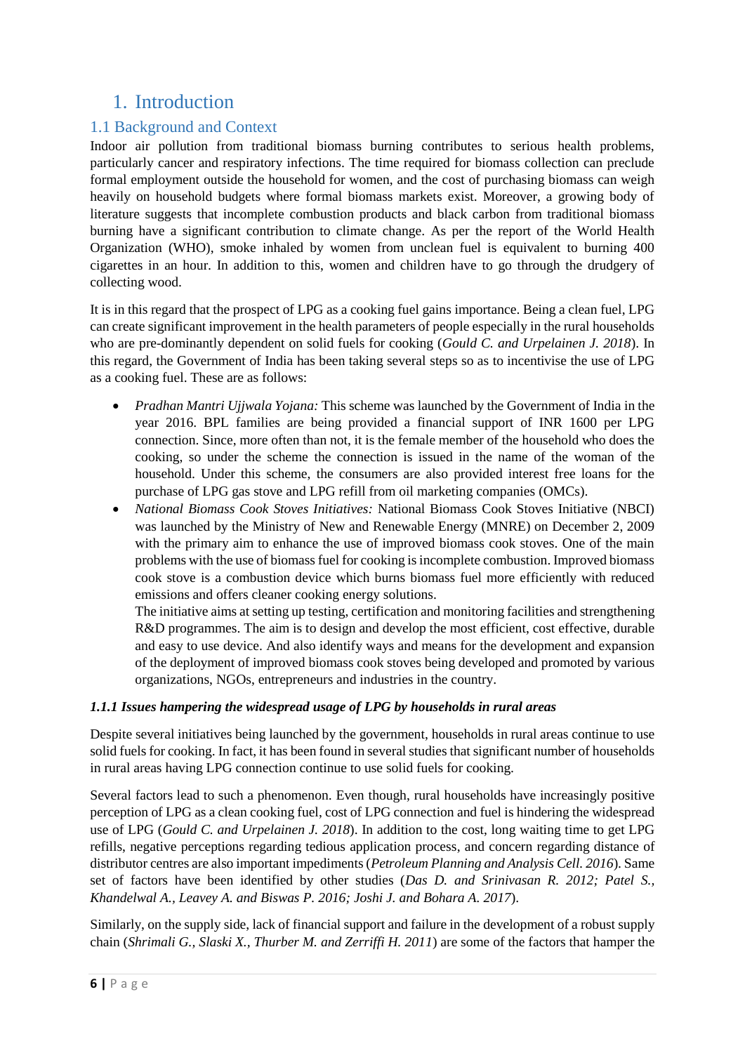# 1. Introduction

## 1.1 Background and Context

Indoor air pollution from traditional biomass burning contributes to serious health problems, particularly cancer and respiratory infections. The time required for biomass collection can preclude formal employment outside the household for women, and the cost of purchasing biomass can weigh heavily on household budgets where formal biomass markets exist. Moreover, a growing body of literature suggests that incomplete combustion products and black carbon from traditional biomass burning have a significant contribution to climate change. As per the report of the World Health Organization (WHO), smoke inhaled by women from unclean fuel is equivalent to burning 400 cigarettes in an hour. In addition to this, women and children have to go through the drudgery of collecting wood.

It is in this regard that the prospect of LPG as a cooking fuel gains importance. Being a clean fuel, LPG can create significant improvement in the health parameters of people especially in the rural households who are pre-dominantly dependent on solid fuels for cooking (*Gould C. and Urpelainen J. 2018*). In this regard, the Government of India has been taking several steps so as to incentivise the use of LPG as a cooking fuel. These are as follows:

- *Pradhan Mantri Ujjwala Yojana:* This scheme was launched by the Government of India in the year 2016. BPL families are being provided a financial support of INR 1600 per LPG connection. Since, more often than not, it is the female member of the household who does the cooking, so under the scheme the connection is issued in the name of the woman of the household. Under this scheme, the consumers are also provided interest free loans for the purchase of LPG gas stove and LPG refill from oil marketing companies (OMCs).
- *National Biomass Cook Stoves Initiatives:* National Biomass Cook Stoves Initiative (NBCI) was launched by the Ministry of New and Renewable Energy (MNRE) on December 2, 2009 with the primary aim to enhance the use of improved biomass cook stoves. One of the main problems with the use of biomass fuel for cooking is incomplete combustion. Improved biomass cook stove is a combustion device which burns biomass fuel more efficiently with reduced emissions and offers cleaner cooking energy solutions.
  The initiative aims at setting up testing, certification and monitoring facilities and strengthening R&D programmes. The aim is to design and develop the most efficient, cost effective, durable and easy to use device. And also identify ways and means for the development and expansion of the deployment of improved biomass cook stoves being developed and promoted by various organizations, NGOs, entrepreneurs and industries in the country.

### *1.1.1 Issues hampering the widespread usage of LPG by households in rural areas*

Despite several initiatives being launched by the government, households in rural areas continue to use solid fuels for cooking. In fact, it has been found in several studies that significant number of households in rural areas having LPG connection continue to use solid fuels for cooking.

Several factors lead to such a phenomenon. Even though, rural households have increasingly positive perception of LPG as a clean cooking fuel, cost of LPG connection and fuel is hindering the widespread use of LPG (*Gould C. and Urpelainen J. 2018*). In addition to the cost, long waiting time to get LPG refills, negative perceptions regarding tedious application process, and concern regarding distance of distributor centres are also important impediments (*Petroleum Planning and Analysis Cell. 2016*). Same set of factors have been identified by other studies (*Das D. and Srinivasan R. 2012; Patel S., Khandelwal A., Leavey A. and Biswas P. 2016; Joshi J. and Bohara A. 2017*).

Similarly, on the supply side, lack of financial support and failure in the development of a robust supply chain (*Shrimali G., Slaski X., Thurber M. and Zerriffi H. 2011*) are some of the factors that hamper the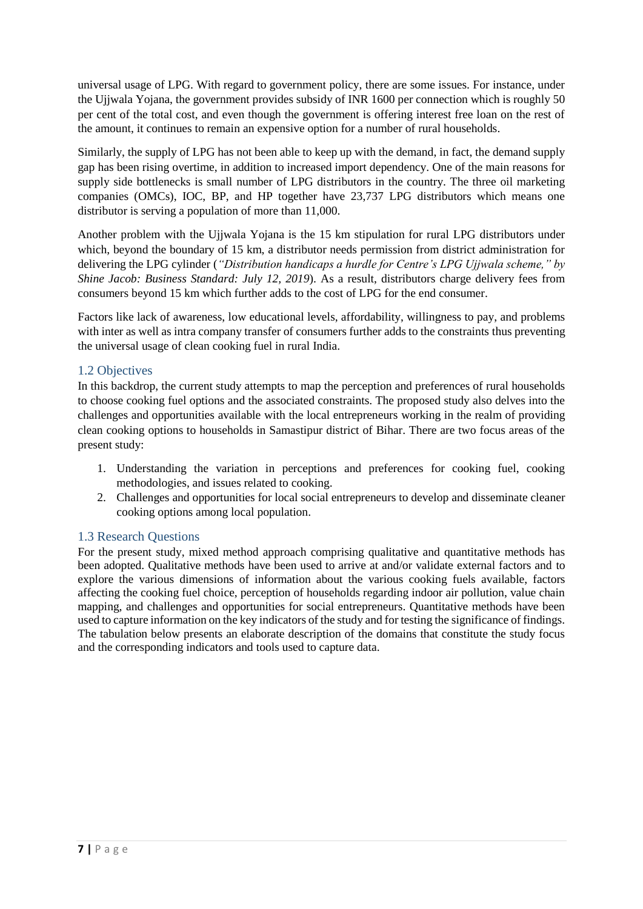universal usage of LPG. With regard to government policy, there are some issues. For instance, under the Ujjwala Yojana, the government provides subsidy of INR 1600 per connection which is roughly 50 per cent of the total cost, and even though the government is offering interest free loan on the rest of the amount, it continues to remain an expensive option for a number of rural households.

Similarly, the supply of LPG has not been able to keep up with the demand, in fact, the demand supply gap has been rising overtime, in addition to increased import dependency. One of the main reasons for supply side bottlenecks is small number of LPG distributors in the country. The three oil marketing companies (OMCs), IOC, BP, and HP together have 23,737 LPG distributors which means one distributor is serving a population of more than 11,000.

Another problem with the Ujjwala Yojana is the 15 km stipulation for rural LPG distributors under which, beyond the boundary of 15 km, a distributor needs permission from district administration for delivering the LPG cylinder (*"Distribution handicaps a hurdle for Centre's LPG Ujjwala scheme," by Shine Jacob: Business Standard: July 12, 2019*). As a result, distributors charge delivery fees from consumers beyond 15 km which further adds to the cost of LPG for the end consumer.

Factors like lack of awareness, low educational levels, affordability, willingness to pay, and problems with inter as well as intra company transfer of consumers further adds to the constraints thus preventing the universal usage of clean cooking fuel in rural India.

## 1.2 Objectives

In this backdrop, the current study attempts to map the perception and preferences of rural households to choose cooking fuel options and the associated constraints. The proposed study also delves into the challenges and opportunities available with the local entrepreneurs working in the realm of providing clean cooking options to households in Samastipur district of Bihar. There are two focus areas of the present study:

1. Understanding the variation in perceptions and preferences for cooking fuel, cooking methodologies, and issues related to cooking.
2. Challenges and opportunities for local social entrepreneurs to develop and disseminate cleaner cooking options among local population.

## 1.3 Research Questions

For the present study, mixed method approach comprising qualitative and quantitative methods has been adopted. Qualitative methods have been used to arrive at and/or validate external factors and to explore the various dimensions of information about the various cooking fuels available, factors affecting the cooking fuel choice, perception of households regarding indoor air pollution, value chain mapping, and challenges and opportunities for social entrepreneurs. Quantitative methods have been used to capture information on the key indicators of the study and for testing the significance of findings. The tabulation below presents an elaborate description of the domains that constitute the study focus and the corresponding indicators and tools used to capture data.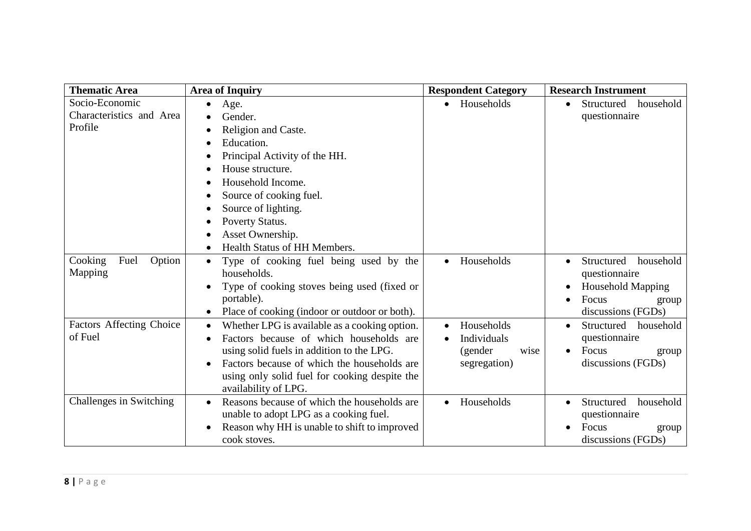| Thematic Area | Area of Inquiry | Respondent Category | Research Instrument |
|---|---|---|---|
| Socio-Economic Characteristics and Area Profile | • Age.<br>• Gender.<br>• Religion and Caste.<br>• Education.<br>• Principal Activity of the HH.<br>• House structure.<br>• Household Income.<br>• Source of cooking fuel.<br>• Source of lighting.<br>• Poverty Status.<br>• Asset Ownership.<br>• Health Status of HH Members. | • Households | • Structured household questionnaire |
| Cooking Fuel Option Mapping | • Type of cooking fuel being used by the households.<br>• Type of cooking stoves being used (fixed or portable).<br>• Place of cooking (indoor or outdoor or both). | • Households | • Structured household questionnaire<br>• Household Mapping<br>• Focus group discussions (FGDs) |
| Factors Affecting Choice of Fuel | • Whether LPG is available as a cooking option.<br>• Factors because of which households are using solid fuels in addition to the LPG.<br>• Factors because of which the households are using only solid fuel for cooking despite the availability of LPG. | • Households<br>• Individuals (gender wise segregation) | • Structured household questionnaire<br>• Focus group discussions (FGDs) |
| Challenges in Switching | • Reasons because of which the households are unable to adopt LPG as a cooking fuel.<br>• Reason why HH is unable to shift to improved cook stoves. | • Households | • Structured household questionnaire<br>• Focus group discussions (FGDs) |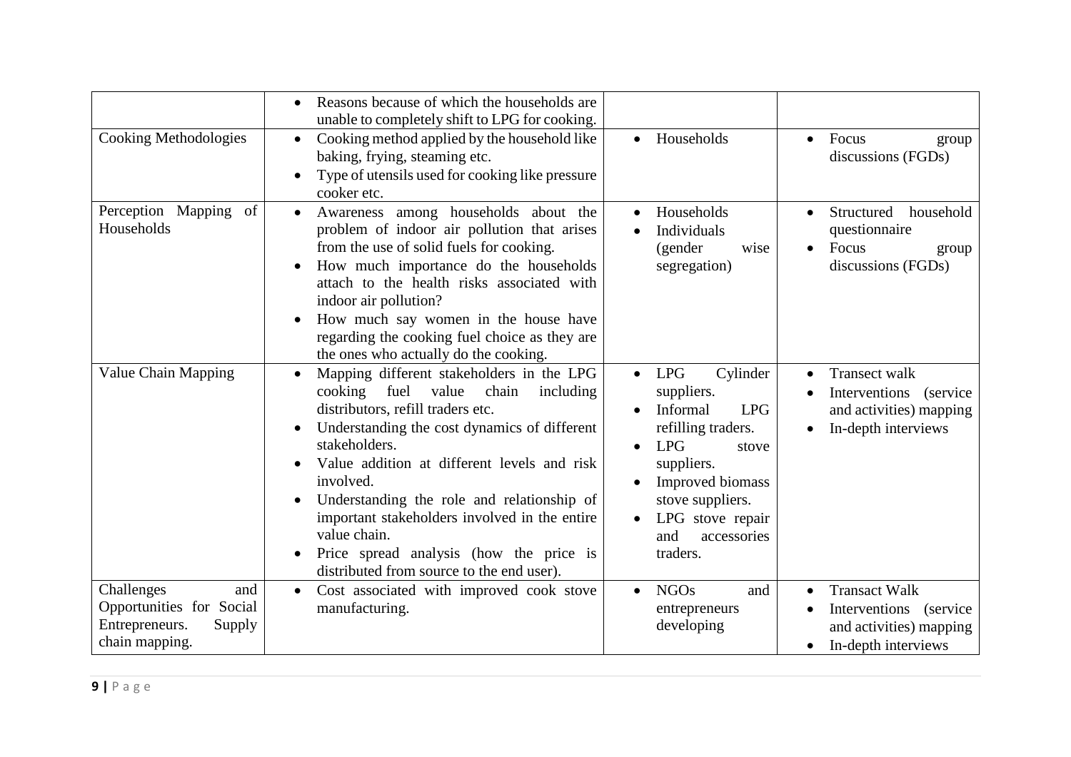| | | | |
|---|---|---|---|
| | • Reasons because of which the households are unable to completely shift to LPG for cooking. | | |
| Cooking Methodologies | • Cooking method applied by the household like baking, frying, steaming etc.<br>• Type of utensils used for cooking like pressure cooker etc. | • Households | • Focus group discussions (FGDs) |
| Perception Mapping of Households | • Awareness among households about the problem of indoor air pollution that arises from the use of solid fuels for cooking.<br>• How much importance do the households attach to the health risks associated with indoor air pollution?<br>• How much say women in the house have regarding the cooking fuel choice as they are the ones who actually do the cooking. | • Households<br>• Individuals (gender wise segregation) | • Structured household questionnaire<br>• Focus group discussions (FGDs) |
| Value Chain Mapping | • Mapping different stakeholders in the LPG cooking fuel value chain including distributors, refill traders etc.<br>• Understanding the cost dynamics of different stakeholders.<br>• Value addition at different levels and risk involved.<br>• Understanding the role and relationship of important stakeholders involved in the entire value chain.<br>• Price spread analysis (how the price is distributed from source to the end user). | • LPG Cylinder suppliers.<br>• Informal LPG refilling traders.<br>• LPG stove suppliers.<br>• Improved biomass stove suppliers.<br>• LPG stove repair and accessories traders. | • Transect walk<br>• Interventions (service and activities) mapping<br>• In-depth interviews |
| Challenges and Opportunities for Social Entrepreneurs. Supply chain mapping. | • Cost associated with improved cook stove manufacturing. | • NGOs and entrepreneurs developing | • Transact Walk<br>• Interventions (service and activities) mapping<br>• In-depth interviews |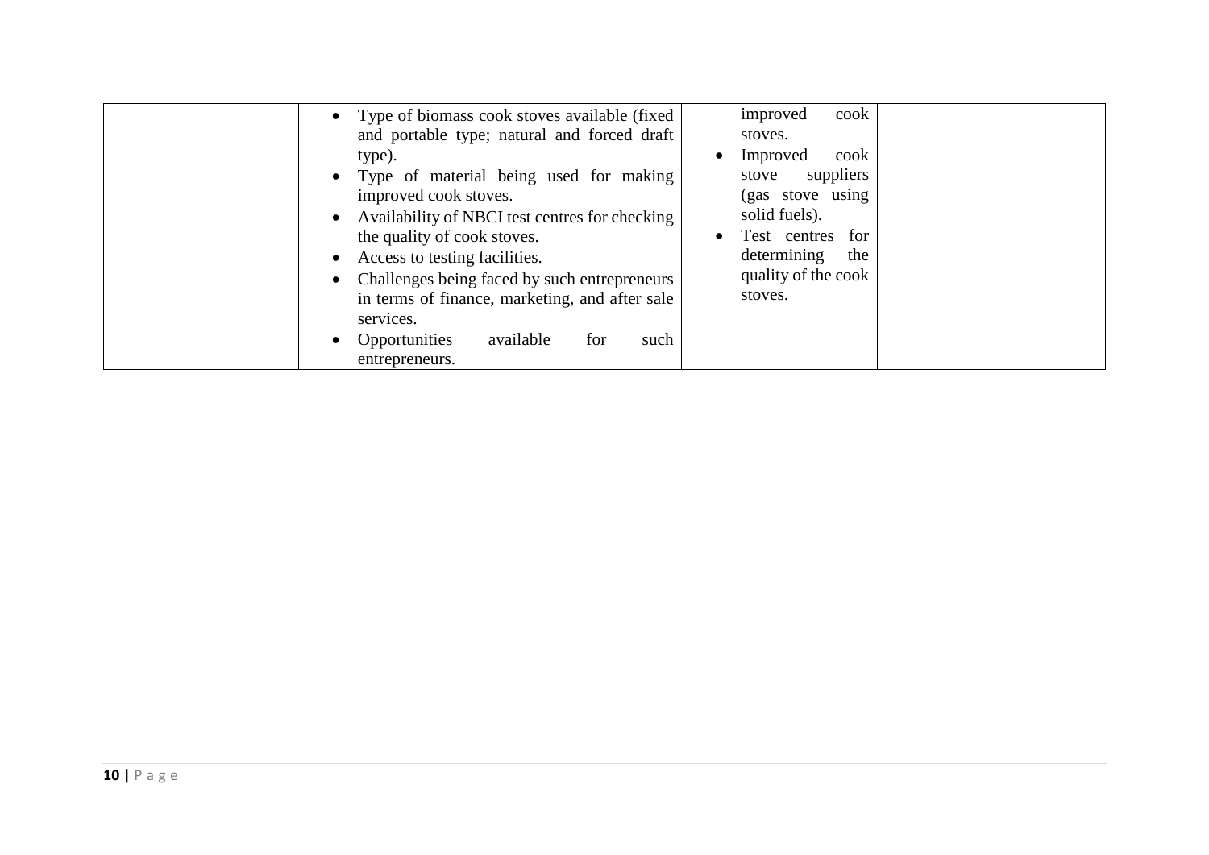| | | | |
|---|---|---|---|
| | • Type of biomass cook stoves available (fixed and portable type; natural and forced draft type).<br>• Type of material being used for making improved cook stoves.<br>• Availability of NBCI test centres for checking the quality of cook stoves.<br>• Access to testing facilities.<br>• Challenges being faced by such entrepreneurs in terms of finance, marketing, and after sale services.<br>• Opportunities available for such entrepreneurs. | improved cook stoves.<br>• Improved cook stove suppliers (gas stove using solid fuels).<br>• Test centres for determining the quality of the cook stoves. | |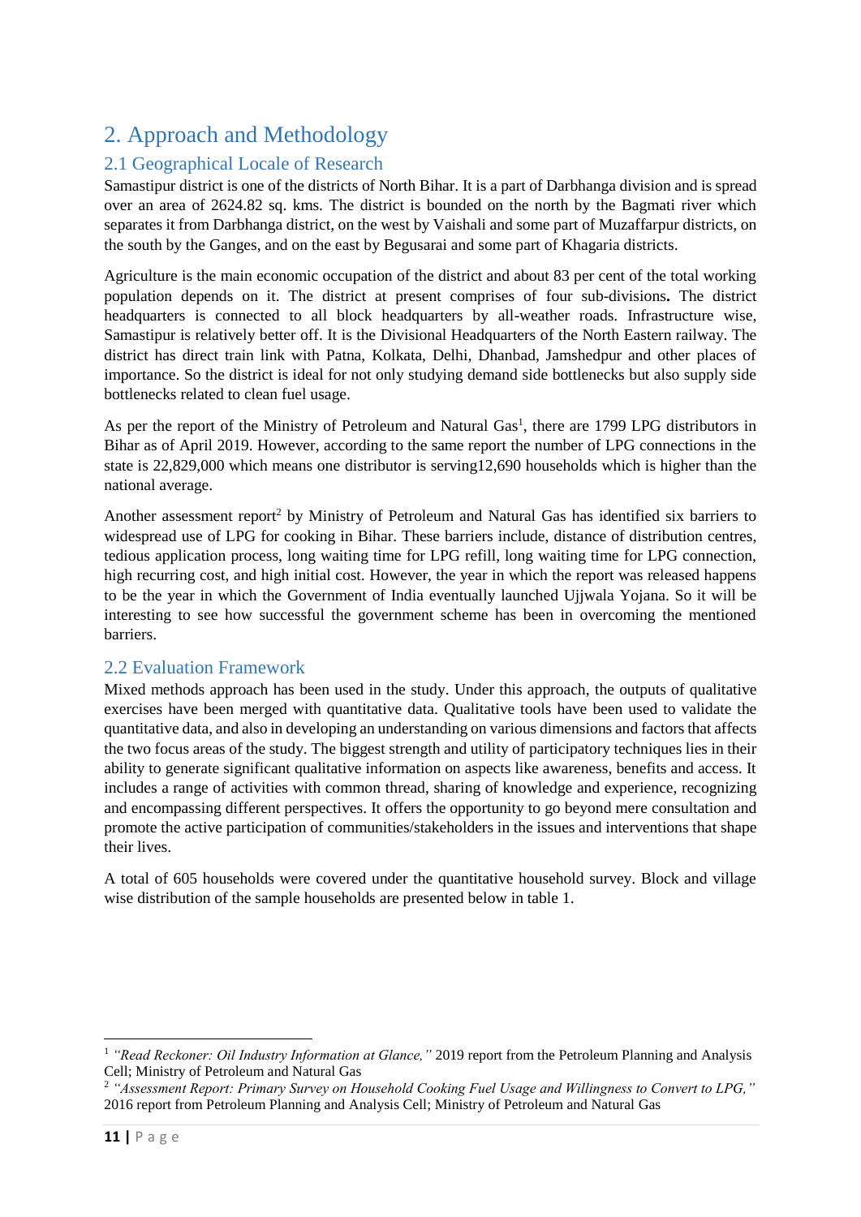# 2. Approach and Methodology

## 2.1 Geographical Locale of Research

Samastipur district is one of the districts of North Bihar. It is a part of Darbhanga division and is spread over an area of 2624.82 sq. kms. The district is bounded on the north by the Bagmati river which separates it from Darbhanga district, on the west by Vaishali and some part of Muzaffarpur districts, on the south by the Ganges, and on the east by Begusarai and some part of Khagaria districts.

Agriculture is the main economic occupation of the district and about 83 per cent of the total working population depends on it. The district at present comprises of four sub-divisions**.** The district headquarters is connected to all block headquarters by all-weather roads. Infrastructure wise, Samastipur is relatively better off. It is the Divisional Headquarters of the North Eastern railway. The district has direct train link with Patna, Kolkata, Delhi, Dhanbad, Jamshedpur and other places of importance. So the district is ideal for not only studying demand side bottlenecks but also supply side bottlenecks related to clean fuel usage.

As per the report of the Ministry of Petroleum and Natural Gas[1], there are 1799 LPG distributors in Bihar as of April 2019. However, according to the same report the number of LPG connections in the state is 22,829,000 which means one distributor is serving12,690 households which is higher than the national average.

Another assessment report[2] by Ministry of Petroleum and Natural Gas has identified six barriers to widespread use of LPG for cooking in Bihar. These barriers include, distance of distribution centres, tedious application process, long waiting time for LPG refill, long waiting time for LPG connection, high recurring cost, and high initial cost. However, the year in which the report was released happens to be the year in which the Government of India eventually launched Ujjwala Yojana. So it will be interesting to see how successful the government scheme has been in overcoming the mentioned barriers.

## 2.2 Evaluation Framework

Mixed methods approach has been used in the study. Under this approach, the outputs of qualitative exercises have been merged with quantitative data. Qualitative tools have been used to validate the quantitative data, and also in developing an understanding on various dimensions and factors that affects the two focus areas of the study. The biggest strength and utility of participatory techniques lies in their ability to generate significant qualitative information on aspects like awareness, benefits and access. It includes a range of activities with common thread, sharing of knowledge and experience, recognizing and encompassing different perspectives. It offers the opportunity to go beyond mere consultation and promote the active participation of communities/stakeholders in the issues and interventions that shape their lives.

A total of 605 households were covered under the quantitative household survey. Block and village wise distribution of the sample households are presented below in table 1.

---

[1] *"Read Reckoner: Oil Industry Information at Glance,"* 2019 report from the Petroleum Planning and Analysis Cell; Ministry of Petroleum and Natural Gas

[2] *"Assessment Report: Primary Survey on Household Cooking Fuel Usage and Willingness to Convert to LPG,"* 2016 report from Petroleum Planning and Analysis Cell; Ministry of Petroleum and Natural Gas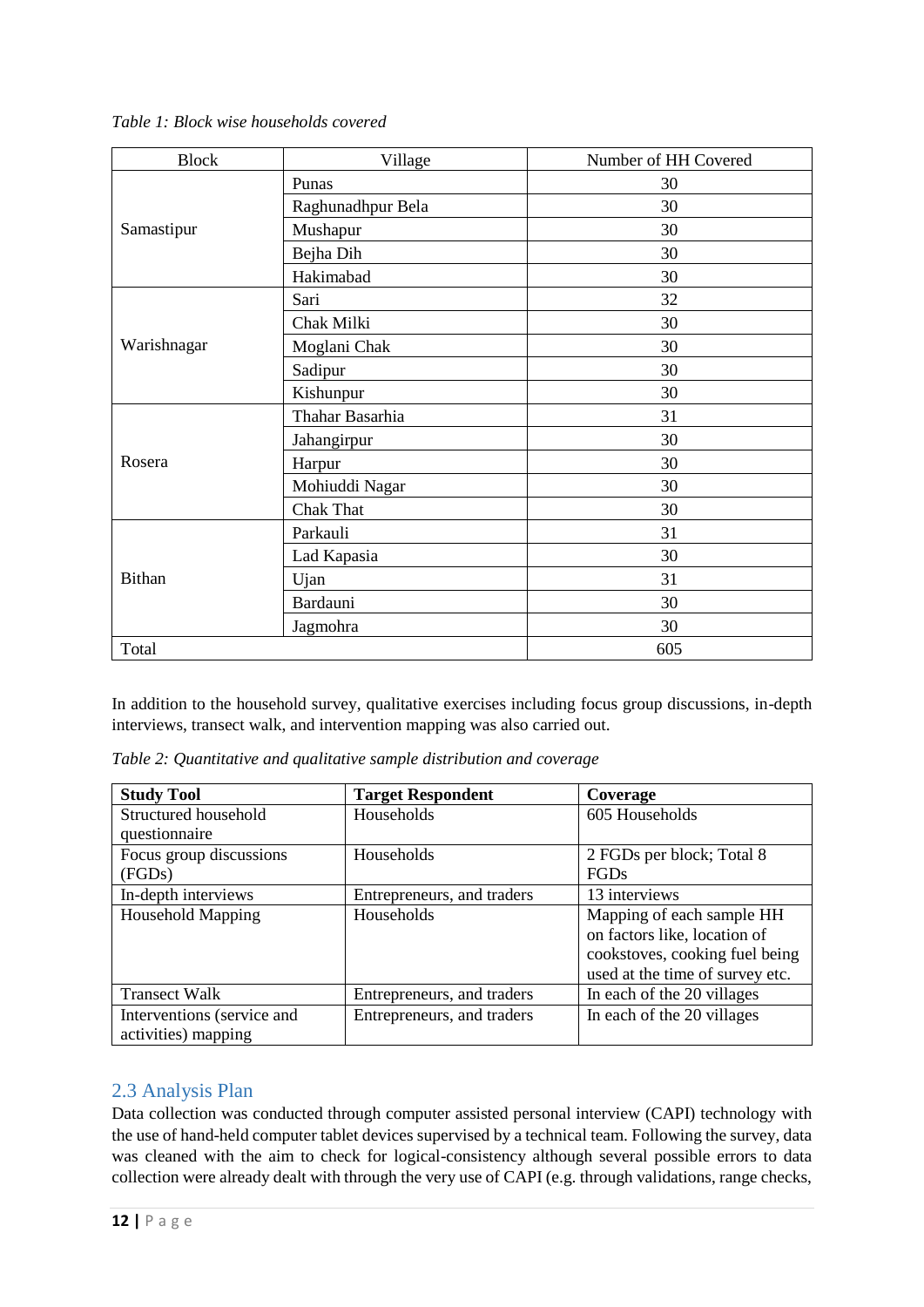*Table 1: Block wise households covered*

| Block | Village | Number of HH Covered |
|---|---|---|
| Samastipur | Punas | 30 |
| | Raghunadhpur Bela | 30 |
| | Mushapur | 30 |
| | Bejha Dih | 30 |
| | Hakimabad | 30 |
| Warishnagar | Sari | 32 |
| | Chak Milki | 30 |
| | Moglani Chak | 30 |
| | Sadipur | 30 |
| | Kishunpur | 30 |
| Rosera | Thahar Basarhia | 31 |
| | Jahangirpur | 30 |
| | Harpur | 30 |
| | Mohiuddi Nagar | 30 |
| | Chak That | 30 |
| Bithan | Parkauli | 31 |
| | Lad Kapasia | 30 |
| | Ujan | 31 |
| | Bardauni | 30 |
| | Jagmohra | 30 |
| Total | | 605 |

In addition to the household survey, qualitative exercises including focus group discussions, in-depth interviews, transect walk, and intervention mapping was also carried out.

*Table 2: Quantitative and qualitative sample distribution and coverage*

| **Study Tool** | **Target Respondent** | **Coverage** |
|---|---|---|
| Structured household questionnaire | Households | 605 Households |
| Focus group discussions (FGDs) | Households | 2 FGDs per block; Total 8 FGDs |
| In-depth interviews | Entrepreneurs, and traders | 13 interviews |
| Household Mapping | Households | Mapping of each sample HH on factors like, location of cookstoves, cooking fuel being used at the time of survey etc. |
| Transect Walk | Entrepreneurs, and traders | In each of the 20 villages |
| Interventions (service and activities) mapping | Entrepreneurs, and traders | In each of the 20 villages |

## 2.3 Analysis Plan

Data collection was conducted through computer assisted personal interview (CAPI) technology with the use of hand-held computer tablet devices supervised by a technical team. Following the survey, data was cleaned with the aim to check for logical-consistency although several possible errors to data collection were already dealt with through the very use of CAPI (e.g. through validations, range checks,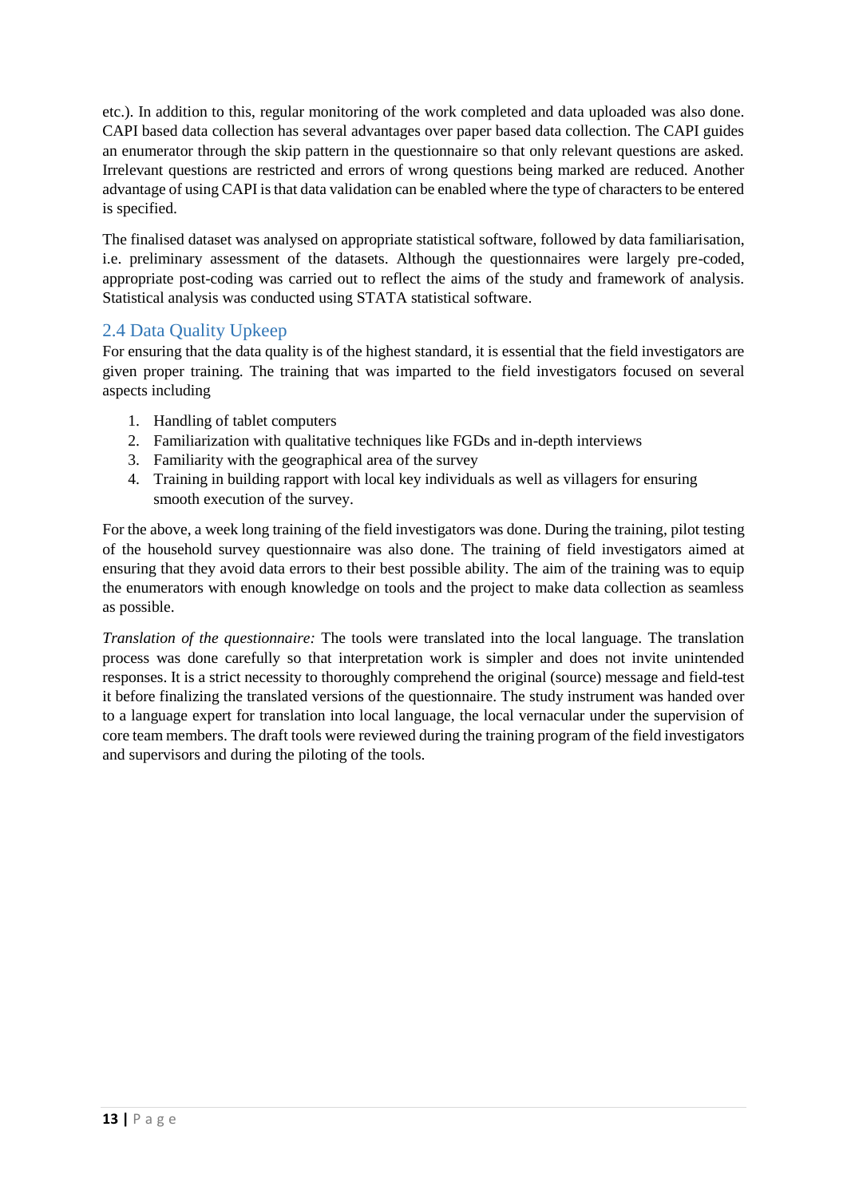etc.). In addition to this, regular monitoring of the work completed and data uploaded was also done. CAPI based data collection has several advantages over paper based data collection. The CAPI guides an enumerator through the skip pattern in the questionnaire so that only relevant questions are asked. Irrelevant questions are restricted and errors of wrong questions being marked are reduced. Another advantage of using CAPI is that data validation can be enabled where the type of characters to be entered is specified.

The finalised dataset was analysed on appropriate statistical software, followed by data familiarisation, i.e. preliminary assessment of the datasets. Although the questionnaires were largely pre-coded, appropriate post-coding was carried out to reflect the aims of the study and framework of analysis. Statistical analysis was conducted using STATA statistical software.

## 2.4 Data Quality Upkeep

For ensuring that the data quality is of the highest standard, it is essential that the field investigators are given proper training. The training that was imparted to the field investigators focused on several aspects including

1. Handling of tablet computers
2. Familiarization with qualitative techniques like FGDs and in-depth interviews
3. Familiarity with the geographical area of the survey
4. Training in building rapport with local key individuals as well as villagers for ensuring smooth execution of the survey.

For the above, a week long training of the field investigators was done. During the training, pilot testing of the household survey questionnaire was also done. The training of field investigators aimed at ensuring that they avoid data errors to their best possible ability. The aim of the training was to equip the enumerators with enough knowledge on tools and the project to make data collection as seamless as possible.

*Translation of the questionnaire:* The tools were translated into the local language. The translation process was done carefully so that interpretation work is simpler and does not invite unintended responses. It is a strict necessity to thoroughly comprehend the original (source) message and field-test it before finalizing the translated versions of the questionnaire. The study instrument was handed over to a language expert for translation into local language, the local vernacular under the supervision of core team members. The draft tools were reviewed during the training program of the field investigators and supervisors and during the piloting of the tools.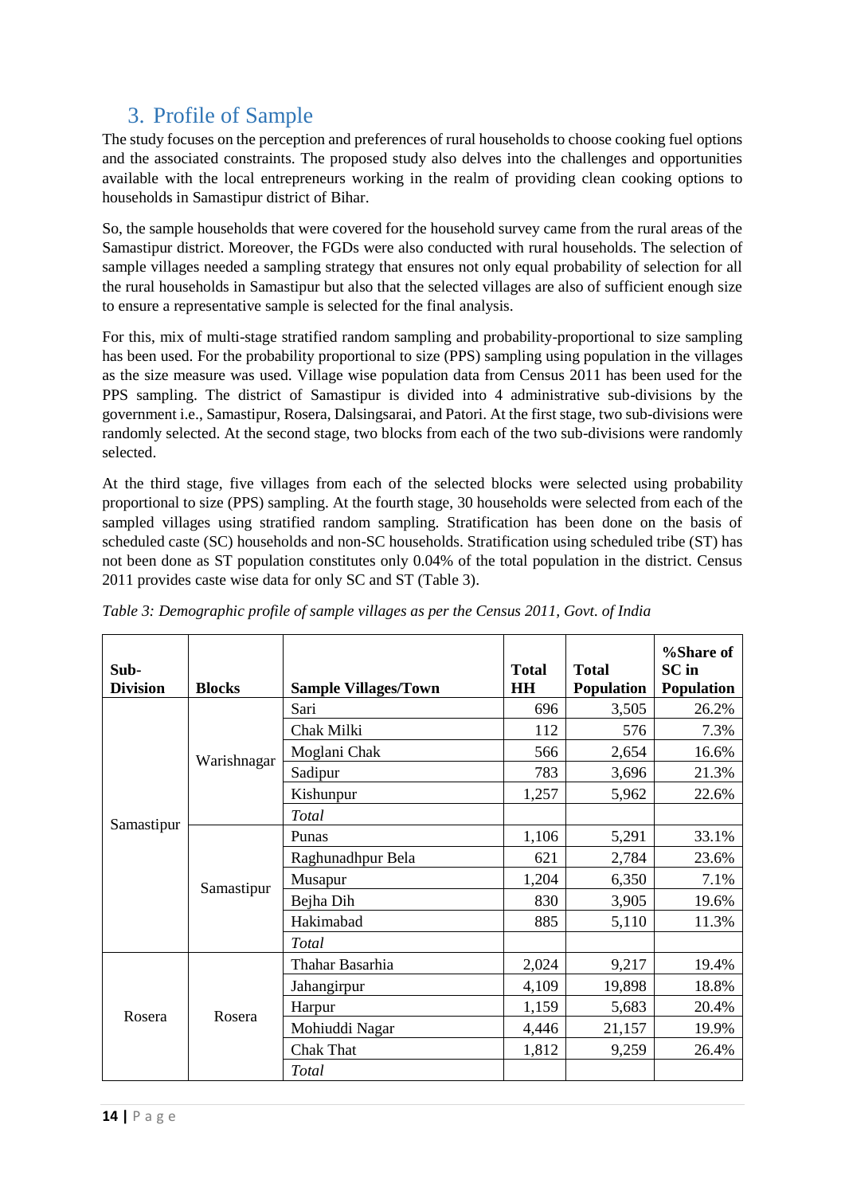## 3. Profile of Sample

The study focuses on the perception and preferences of rural households to choose cooking fuel options and the associated constraints. The proposed study also delves into the challenges and opportunities available with the local entrepreneurs working in the realm of providing clean cooking options to households in Samastipur district of Bihar.

So, the sample households that were covered for the household survey came from the rural areas of the Samastipur district. Moreover, the FGDs were also conducted with rural households. The selection of sample villages needed a sampling strategy that ensures not only equal probability of selection for all the rural households in Samastipur but also that the selected villages are also of sufficient enough size to ensure a representative sample is selected for the final analysis.

For this, mix of multi-stage stratified random sampling and probability-proportional to size sampling has been used. For the probability proportional to size (PPS) sampling using population in the villages as the size measure was used. Village wise population data from Census 2011 has been used for the PPS sampling. The district of Samastipur is divided into 4 administrative sub-divisions by the government i.e., Samastipur, Rosera, Dalsingsarai, and Patori. At the first stage, two sub-divisions were randomly selected. At the second stage, two blocks from each of the two sub-divisions were randomly selected.

At the third stage, five villages from each of the selected blocks were selected using probability proportional to size (PPS) sampling. At the fourth stage, 30 households were selected from each of the sampled villages using stratified random sampling. Stratification has been done on the basis of scheduled caste (SC) households and non-SC households. Stratification using scheduled tribe (ST) has not been done as ST population constitutes only 0.04% of the total population in the district. Census 2011 provides caste wise data for only SC and ST (Table 3).

*Table 3: Demographic profile of sample villages as per the Census 2011, Govt. of India*

| Sub-Division | Blocks | Sample Villages/Town | Total HH | Total Population | %Share of SC in Population |
|---|---|---|---|---|---|
| Samastipur | Warishnagar | Sari | 696 | 3,505 | 26.2% |
| | | Chak Milki | 112 | 576 | 7.3% |
| | | Moglani Chak | 566 | 2,654 | 16.6% |
| | | Sadipur | 783 | 3,696 | 21.3% |
| | | Kishunpur | 1,257 | 5,962 | 22.6% |
| | | *Total* | | | |
| | Samastipur | Punas | 1,106 | 5,291 | 33.1% |
| | | Raghunadhpur Bela | 621 | 2,784 | 23.6% |
| | | Musapur | 1,204 | 6,350 | 7.1% |
| | | Bejha Dih | 830 | 3,905 | 19.6% |
| | | Hakimabad | 885 | 5,110 | 11.3% |
| | | *Total* | | | |
| Rosera | Rosera | Thahar Basarhia | 2,024 | 9,217 | 19.4% |
| | | Jahangirpur | 4,109 | 19,898 | 18.8% |
| | | Harpur | 1,159 | 5,683 | 20.4% |
| | | Mohiuddi Nagar | 4,446 | 21,157 | 19.9% |
| | | Chak That | 1,812 | 9,259 | 26.4% |
| | | *Total* | | | |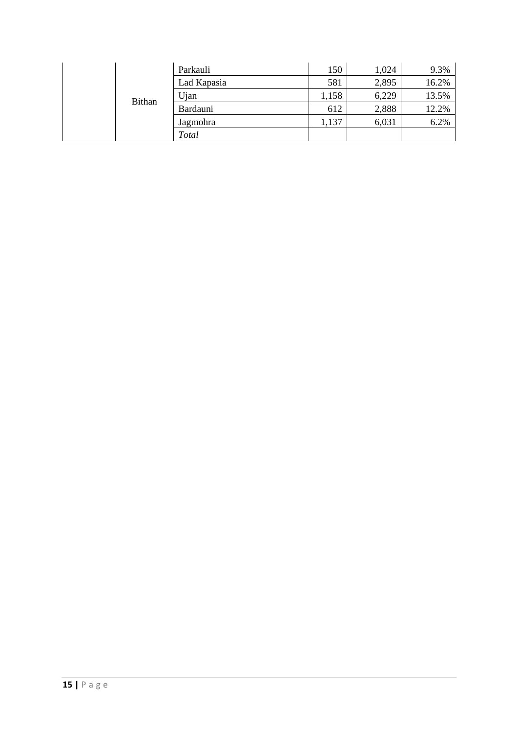|  |  |  |  |  |  |
|---|---|---|---|---|---|
|  | Bithan | Parkauli | 150 | 1,024 | 9.3% |
|  |  | Lad Kapasia | 581 | 2,895 | 16.2% |
|  |  | Ujan | 1,158 | 6,229 | 13.5% |
|  |  | Bardauni | 612 | 2,888 | 12.2% |
|  |  | Jagmohra | 1,137 | 6,031 | 6.2% |
|  |  | *Total* |  |  |  |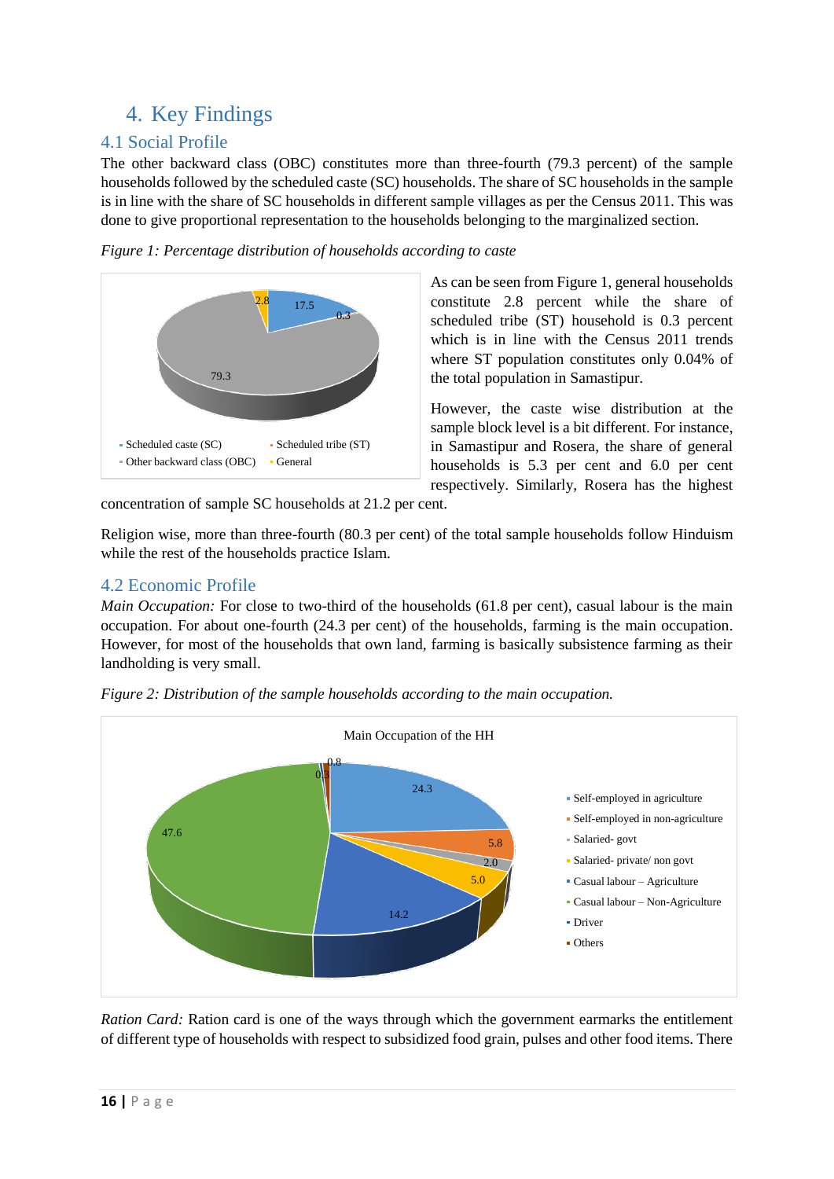# 4. Key Findings

## 4.1 Social Profile

The other backward class (OBC) constitutes more than three-fourth (79.3 percent) of the sample households followed by the scheduled caste (SC) households. The share of SC households in the sample is in line with the share of SC households in different sample villages as per the Census 2011. This was done to give proportional representation to the households belonging to the marginalized section.

*Figure 1: Percentage distribution of households according to caste*

As can be seen from Figure 1, general households constitute 2.8 percent while the share of scheduled tribe (ST) household is 0.3 percent which is in line with the Census 2011 trends where ST population constitutes only 0.04% of the total population in Samastipur.

However, the caste wise distribution at the sample block level is a bit different. For instance, in Samastipur and Rosera, the share of general households is 5.3 per cent and 6.0 per cent respectively. Similarly, Rosera has the highest concentration of sample SC households at 21.2 per cent.

Religion wise, more than three-fourth (80.3 per cent) of the total sample households follow Hinduism while the rest of the households practice Islam.

## 4.2 Economic Profile

*Main Occupation:* For close to two-third of the households (61.8 per cent), casual labour is the main occupation. For about one-fourth (24.3 per cent) of the households, farming is the main occupation. However, for most of the households that own land, farming is basically subsistence farming as their landholding is very small.

*Figure 2: Distribution of the sample households according to the main occupation.*

*Ration Card:* Ration card is one of the ways through which the government earmarks the entitlement of different type of households with respect to subsidized food grain, pulses and other food items. There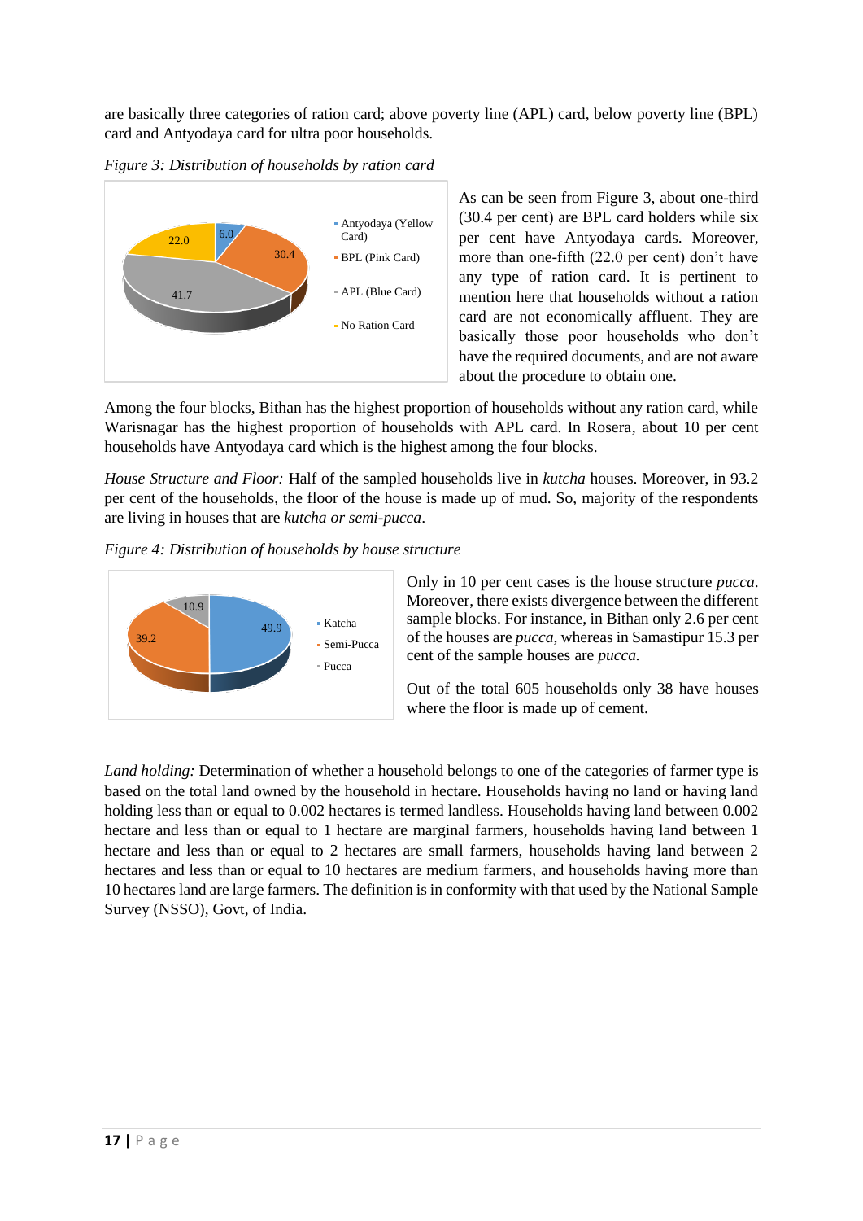are basically three categories of ration card; above poverty line (APL) card, below poverty line (BPL) card and Antyodaya card for ultra poor households.

*Figure 3: Distribution of households by ration card*

As can be seen from Figure 3, about one-third (30.4 per cent) are BPL card holders while six per cent have Antyodaya cards. Moreover, more than one-fifth (22.0 per cent) don't have any type of ration card. It is pertinent to mention here that households without a ration card are not economically affluent. They are basically those poor households who don't have the required documents, and are not aware about the procedure to obtain one.

Among the four blocks, Bithan has the highest proportion of households without any ration card, while Warisnagar has the highest proportion of households with APL card. In Rosera, about 10 per cent households have Antyodaya card which is the highest among the four blocks.

*House Structure and Floor:* Half of the sampled households live in *kutcha* houses. Moreover, in 93.2 per cent of the households, the floor of the house is made up of mud. So, majority of the respondents are living in houses that are *kutcha or semi-pucca*.

*Figure 4: Distribution of households by house structure*

Only in 10 per cent cases is the house structure *pucca*. Moreover, there exists divergence between the different sample blocks. For instance, in Bithan only 2.6 per cent of the houses are *pucca*, whereas in Samastipur 15.3 per cent of the sample houses are *pucca.*

Out of the total 605 households only 38 have houses where the floor is made up of cement.

*Land holding:* Determination of whether a household belongs to one of the categories of farmer type is based on the total land owned by the household in hectare. Households having no land or having land holding less than or equal to 0.002 hectares is termed landless. Households having land between 0.002 hectare and less than or equal to 1 hectare are marginal farmers, households having land between 1 hectare and less than or equal to 2 hectares are small farmers, households having land between 2 hectares and less than or equal to 10 hectares are medium farmers, and households having more than 10 hectares land are large farmers. The definition is in conformity with that used by the National Sample Survey (NSSO), Govt, of India.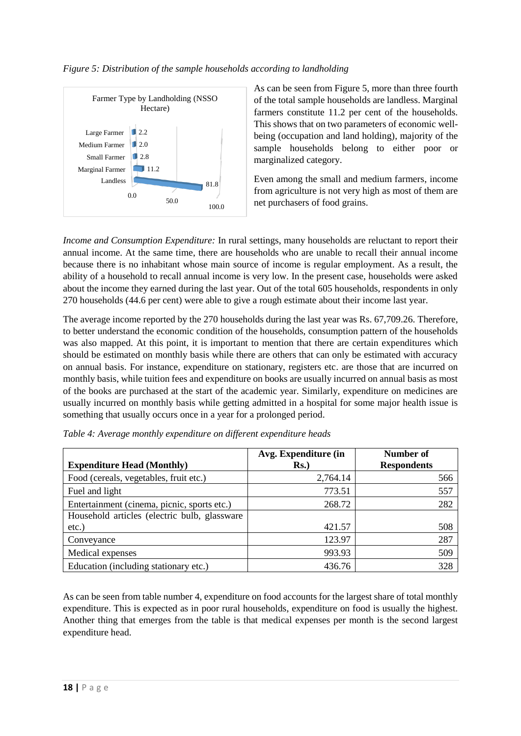*Figure 5: Distribution of the sample households according to landholding*

Farmer Type by Landholding (NSSO Hectare)

| Farmer Type | Per cent |
|---|---|
| Large Farmer | 2.2 |
| Medium Farmer | 2.0 |
| Small Farmer | 2.8 |
| Marginal Farmer | 11.2 |
| Landless | 81.8 |

As can be seen from Figure 5, more than three fourth of the total sample households are landless. Marginal farmers constitute 11.2 per cent of the households. This shows that on two parameters of economic well-being (occupation and land holding), majority of the sample households belong to either poor or marginalized category.

Even among the small and medium farmers, income from agriculture is not very high as most of them are net purchasers of food grains.

*Income and Consumption Expenditure:* In rural settings, many households are reluctant to report their annual income. At the same time, there are households who are unable to recall their annual income because there is no inhabitant whose main source of income is regular employment. As a result, the ability of a household to recall annual income is very low. In the present case, households were asked about the income they earned during the last year. Out of the total 605 households, respondents in only 270 households (44.6 per cent) were able to give a rough estimate about their income last year.

The average income reported by the 270 households during the last year was Rs. 67,709.26. Therefore, to better understand the economic condition of the households, consumption pattern of the households was also mapped. At this point, it is important to mention that there are certain expenditures which should be estimated on monthly basis while there are others that can only be estimated with accuracy on annual basis. For instance, expenditure on stationary, registers etc. are those that are incurred on monthly basis, while tuition fees and expenditure on books are usually incurred on annual basis as most of the books are purchased at the start of the academic year. Similarly, expenditure on medicines are usually incurred on monthly basis while getting admitted in a hospital for some major health issue is something that usually occurs once in a year for a prolonged period.

*Table 4: Average monthly expenditure on different expenditure heads*

| Expenditure Head (Monthly) | Avg. Expenditure (in Rs.) | Number of Respondents |
|---|---|---|
| Food (cereals, vegetables, fruit etc.) | 2,764.14 | 566 |
| Fuel and light | 773.51 | 557 |
| Entertainment (cinema, picnic, sports etc.) | 268.72 | 282 |
| Household articles (electric bulb, glassware etc.) | 421.57 | 508 |
| Conveyance | 123.97 | 287 |
| Medical expenses | 993.93 | 509 |
| Education (including stationary etc.) | 436.76 | 328 |

As can be seen from table number 4, expenditure on food accounts for the largest share of total monthly expenditure. This is expected as in poor rural households, expenditure on food is usually the highest. Another thing that emerges from the table is that medical expenses per month is the second largest expenditure head.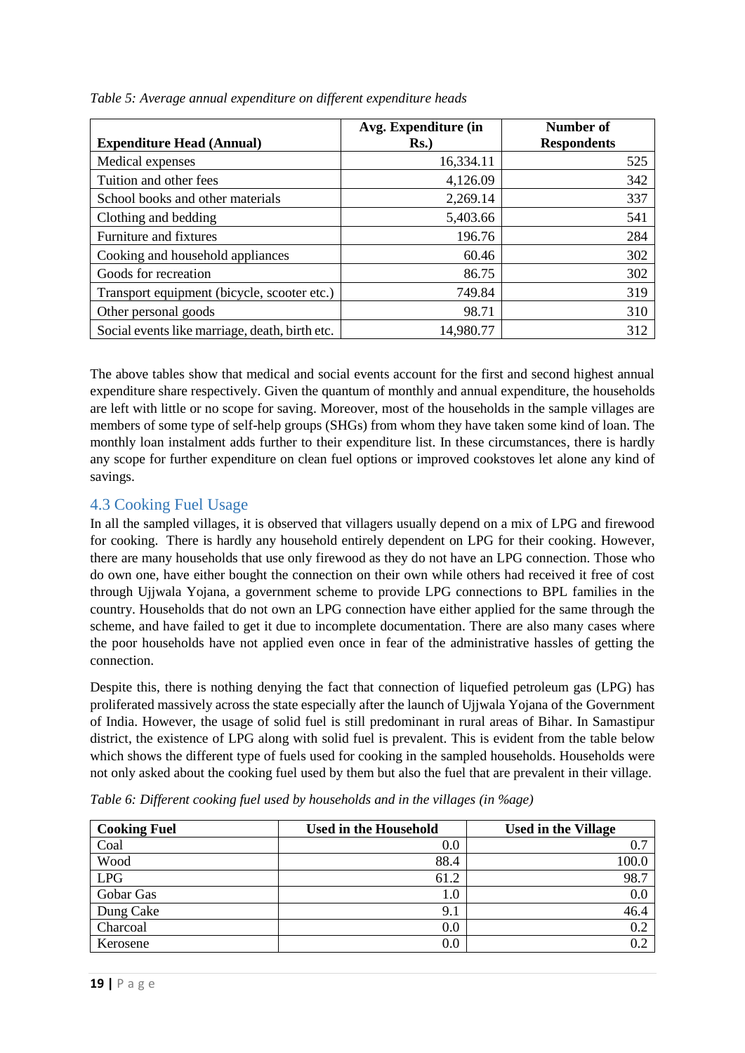*Table 5: Average annual expenditure on different expenditure heads*

| Expenditure Head (Annual) | Avg. Expenditure (in Rs.) | Number of Respondents |
|---|---|---|
| Medical expenses | 16,334.11 | 525 |
| Tuition and other fees | 4,126.09 | 342 |
| School books and other materials | 2,269.14 | 337 |
| Clothing and bedding | 5,403.66 | 541 |
| Furniture and fixtures | 196.76 | 284 |
| Cooking and household appliances | 60.46 | 302 |
| Goods for recreation | 86.75 | 302 |
| Transport equipment (bicycle, scooter etc.) | 749.84 | 319 |
| Other personal goods | 98.71 | 310 |
| Social events like marriage, death, birth etc. | 14,980.77 | 312 |

The above tables show that medical and social events account for the first and second highest annual expenditure share respectively. Given the quantum of monthly and annual expenditure, the households are left with little or no scope for saving. Moreover, most of the households in the sample villages are members of some type of self-help groups (SHGs) from whom they have taken some kind of loan. The monthly loan instalment adds further to their expenditure list. In these circumstances, there is hardly any scope for further expenditure on clean fuel options or improved cookstoves let alone any kind of savings.

## 4.3 Cooking Fuel Usage

In all the sampled villages, it is observed that villagers usually depend on a mix of LPG and firewood for cooking. There is hardly any household entirely dependent on LPG for their cooking. However, there are many households that use only firewood as they do not have an LPG connection. Those who do own one, have either bought the connection on their own while others had received it free of cost through Ujjwala Yojana, a government scheme to provide LPG connections to BPL families in the country. Households that do not own an LPG connection have either applied for the same through the scheme, and have failed to get it due to incomplete documentation. There are also many cases where the poor households have not applied even once in fear of the administrative hassles of getting the connection.

Despite this, there is nothing denying the fact that connection of liquefied petroleum gas (LPG) has proliferated massively across the state especially after the launch of Ujjwala Yojana of the Government of India. However, the usage of solid fuel is still predominant in rural areas of Bihar. In Samastipur district, the existence of LPG along with solid fuel is prevalent. This is evident from the table below which shows the different type of fuels used for cooking in the sampled households. Households were not only asked about the cooking fuel used by them but also the fuel that are prevalent in their village.

*Table 6: Different cooking fuel used by households and in the villages (in %age)*

| Cooking Fuel | Used in the Household | Used in the Village |
|---|---|---|
| Coal | 0.0 | 0.7 |
| Wood | 88.4 | 100.0 |
| LPG | 61.2 | 98.7 |
| Gobar Gas | 1.0 | 0.0 |
| Dung Cake | 9.1 | 46.4 |
| Charcoal | 0.0 | 0.2 |
| Kerosene | 0.0 | 0.2 |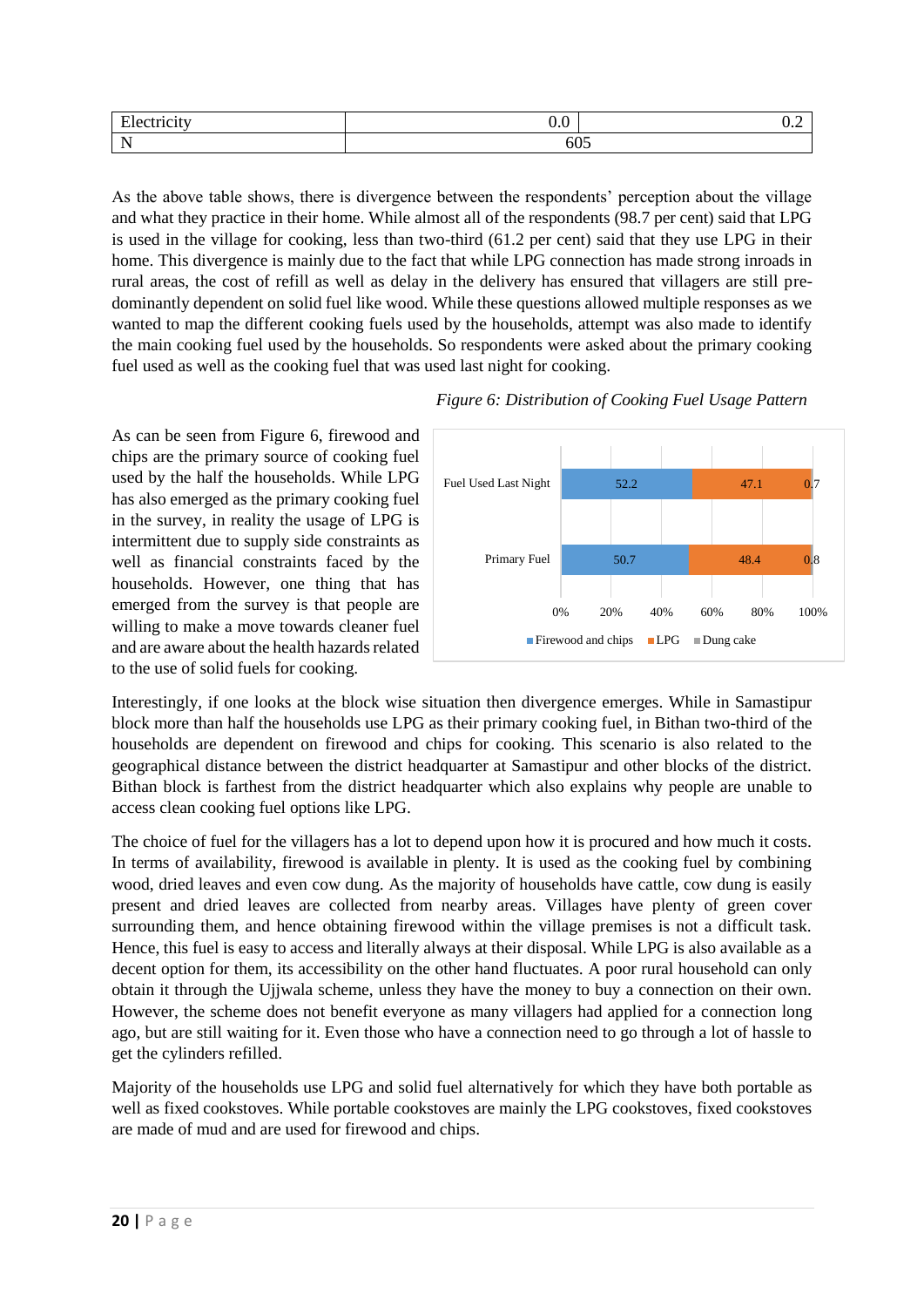| Electricity | 0.0 | 0.2 |
|---|---|---|
| N | 605 | |

As the above table shows, there is divergence between the respondents' perception about the village and what they practice in their home. While almost all of the respondents (98.7 per cent) said that LPG is used in the village for cooking, less than two-third (61.2 per cent) said that they use LPG in their home. This divergence is mainly due to the fact that while LPG connection has made strong inroads in rural areas, the cost of refill as well as delay in the delivery has ensured that villagers are still pre-dominantly dependent on solid fuel like wood. While these questions allowed multiple responses as we wanted to map the different cooking fuels used by the households, attempt was also made to identify the main cooking fuel used by the households. So respondents were asked about the primary cooking fuel used as well as the cooking fuel that was used last night for cooking.

*Figure 6: Distribution of Cooking Fuel Usage Pattern*

| | Firewood and chips | LPG | Dung cake |
|---|---|---|---|
| Fuel Used Last Night | 52.2 | 47.1 | 0.7 |
| Primary Fuel | 50.7 | 48.4 | 0.8 |

As can be seen from Figure 6, firewood and chips are the primary source of cooking fuel used by the half the households. While LPG has also emerged as the primary cooking fuel in the survey, in reality the usage of LPG is intermittent due to supply side constraints as well as financial constraints faced by the households. However, one thing that has emerged from the survey is that people are willing to make a move towards cleaner fuel and are aware about the health hazards related to the use of solid fuels for cooking.

Interestingly, if one looks at the block wise situation then divergence emerges. While in Samastipur block more than half the households use LPG as their primary cooking fuel, in Bithan two-third of the households are dependent on firewood and chips for cooking. This scenario is also related to the geographical distance between the district headquarter at Samastipur and other blocks of the district. Bithan block is farthest from the district headquarter which also explains why people are unable to access clean cooking fuel options like LPG.

The choice of fuel for the villagers has a lot to depend upon how it is procured and how much it costs. In terms of availability, firewood is available in plenty. It is used as the cooking fuel by combining wood, dried leaves and even cow dung. As the majority of households have cattle, cow dung is easily present and dried leaves are collected from nearby areas. Villages have plenty of green cover surrounding them, and hence obtaining firewood within the village premises is not a difficult task. Hence, this fuel is easy to access and literally always at their disposal. While LPG is also available as a decent option for them, its accessibility on the other hand fluctuates. A poor rural household can only obtain it through the Ujjwala scheme, unless they have the money to buy a connection on their own. However, the scheme does not benefit everyone as many villagers had applied for a connection long ago, but are still waiting for it. Even those who have a connection need to go through a lot of hassle to get the cylinders refilled.

Majority of the households use LPG and solid fuel alternatively for which they have both portable as well as fixed cookstoves. While portable cookstoves are mainly the LPG cookstoves, fixed cookstoves are made of mud and are used for firewood and chips.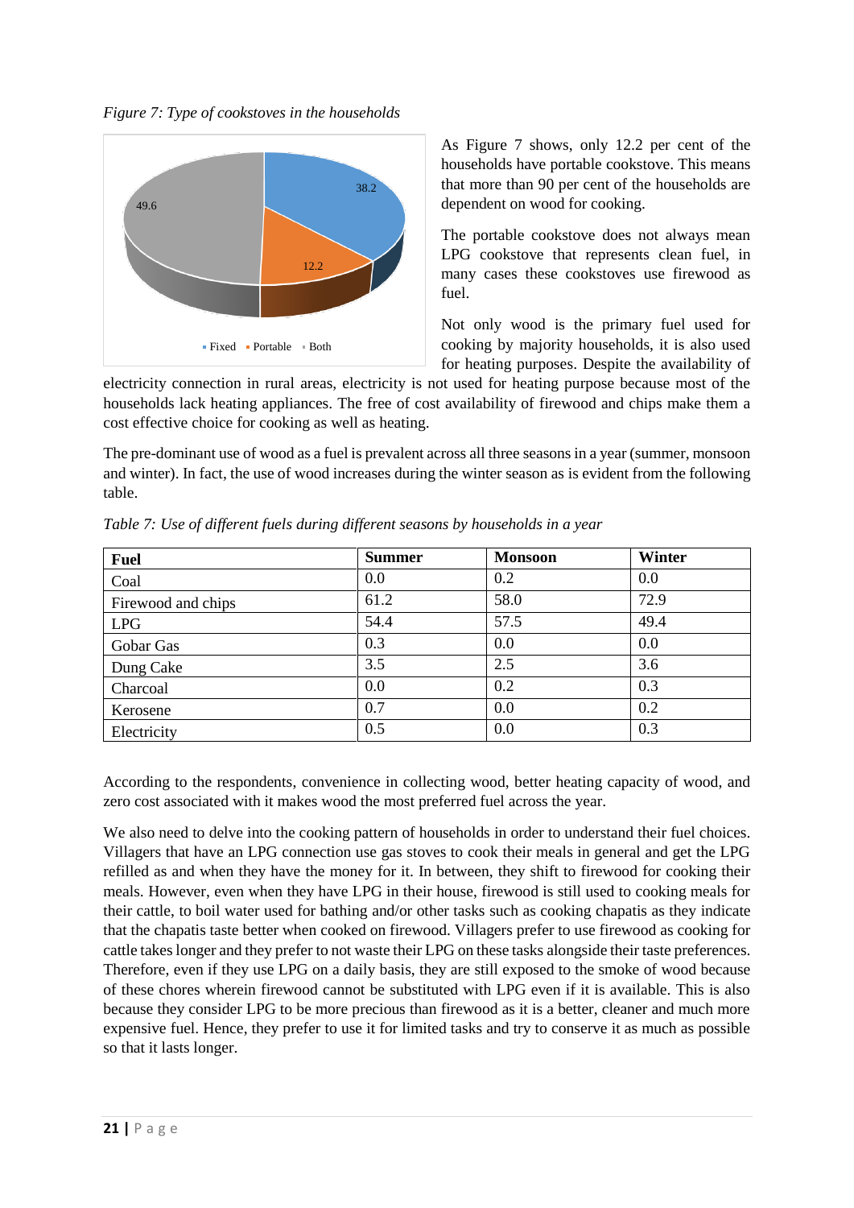*Figure 7: Type of cookstoves in the households*

As Figure 7 shows, only 12.2 per cent of the households have portable cookstove. This means that more than 90 per cent of the households are dependent on wood for cooking.

The portable cookstove does not always mean LPG cookstove that represents clean fuel, in many cases these cookstoves use firewood as fuel.

Not only wood is the primary fuel used for cooking by majority households, it is also used for heating purposes. Despite the availability of electricity connection in rural areas, electricity is not used for heating purpose because most of the households lack heating appliances. The free of cost availability of firewood and chips make them a cost effective choice for cooking as well as heating.

The pre-dominant use of wood as a fuel is prevalent across all three seasons in a year (summer, monsoon and winter). In fact, the use of wood increases during the winter season as is evident from the following table.

*Table 7: Use of different fuels during different seasons by households in a year*

| Fuel | Summer | Monsoon | Winter |
|---|---|---|---|
| Coal | 0.0 | 0.2 | 0.0 |
| Firewood and chips | 61.2 | 58.0 | 72.9 |
| LPG | 54.4 | 57.5 | 49.4 |
| Gobar Gas | 0.3 | 0.0 | 0.0 |
| Dung Cake | 3.5 | 2.5 | 3.6 |
| Charcoal | 0.0 | 0.2 | 0.3 |
| Kerosene | 0.7 | 0.0 | 0.2 |
| Electricity | 0.5 | 0.0 | 0.3 |

According to the respondents, convenience in collecting wood, better heating capacity of wood, and zero cost associated with it makes wood the most preferred fuel across the year.

We also need to delve into the cooking pattern of households in order to understand their fuel choices. Villagers that have an LPG connection use gas stoves to cook their meals in general and get the LPG refilled as and when they have the money for it. In between, they shift to firewood for cooking their meals. However, even when they have LPG in their house, firewood is still used to cooking meals for their cattle, to boil water used for bathing and/or other tasks such as cooking chapatis as they indicate that the chapatis taste better when cooked on firewood. Villagers prefer to use firewood as cooking for cattle takes longer and they prefer to not waste their LPG on these tasks alongside their taste preferences. Therefore, even if they use LPG on a daily basis, they are still exposed to the smoke of wood because of these chores wherein firewood cannot be substituted with LPG even if it is available. This is also because they consider LPG to be more precious than firewood as it is a better, cleaner and much more expensive fuel. Hence, they prefer to use it for limited tasks and try to conserve it as much as possible so that it lasts longer.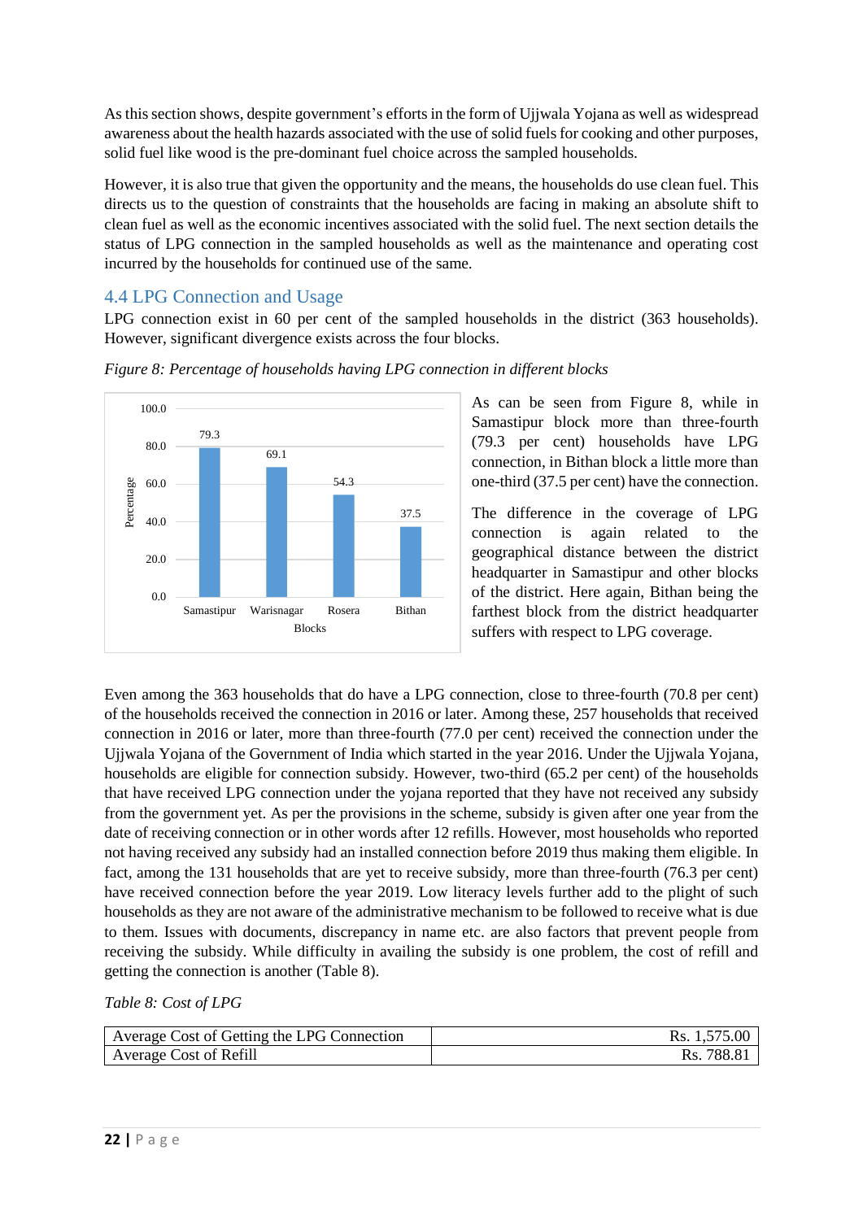As this section shows, despite government's efforts in the form of Ujjwala Yojana as well as widespread awareness about the health hazards associated with the use of solid fuels for cooking and other purposes, solid fuel like wood is the pre-dominant fuel choice across the sampled households.

However, it is also true that given the opportunity and the means, the households do use clean fuel. This directs us to the question of constraints that the households are facing in making an absolute shift to clean fuel as well as the economic incentives associated with the solid fuel. The next section details the status of LPG connection in the sampled households as well as the maintenance and operating cost incurred by the households for continued use of the same.

## 4.4 LPG Connection and Usage

LPG connection exist in 60 per cent of the sampled households in the district (363 households). However, significant divergence exists across the four blocks.

*Figure 8: Percentage of households having LPG connection in different blocks*

| Blocks | Percentage |
|---|---|
| Samastipur | 79.3 |
| Warisnagar | 69.1 |
| Rosera | 54.3 |
| Bithan | 37.5 |

As can be seen from Figure 8, while in Samastipur block more than three-fourth (79.3 per cent) households have LPG connection, in Bithan block a little more than one-third (37.5 per cent) have the connection.

The difference in the coverage of LPG connection is again related to the geographical distance between the district headquarter in Samastipur and other blocks of the district. Here again, Bithan being the farthest block from the district headquarter suffers with respect to LPG coverage.

Even among the 363 households that do have a LPG connection, close to three-fourth (70.8 per cent) of the households received the connection in 2016 or later. Among these, 257 households that received connection in 2016 or later, more than three-fourth (77.0 per cent) received the connection under the Ujjwala Yojana of the Government of India which started in the year 2016. Under the Ujjwala Yojana, households are eligible for connection subsidy. However, two-third (65.2 per cent) of the households that have received LPG connection under the yojana reported that they have not received any subsidy from the government yet. As per the provisions in the scheme, subsidy is given after one year from the date of receiving connection or in other words after 12 refills. However, most households who reported not having received any subsidy had an installed connection before 2019 thus making them eligible. In fact, among the 131 households that are yet to receive subsidy, more than three-fourth (76.3 per cent) have received connection before the year 2019. Low literacy levels further add to the plight of such households as they are not aware of the administrative mechanism to be followed to receive what is due to them. Issues with documents, discrepancy in name etc. are also factors that prevent people from receiving the subsidy. While difficulty in availing the subsidy is one problem, the cost of refill and getting the connection is another (Table 8).

*Table 8: Cost of LPG*

| | |
|---|---|
| Average Cost of Getting the LPG Connection | Rs. 1,575.00 |
| Average Cost of Refill | Rs. 788.81 |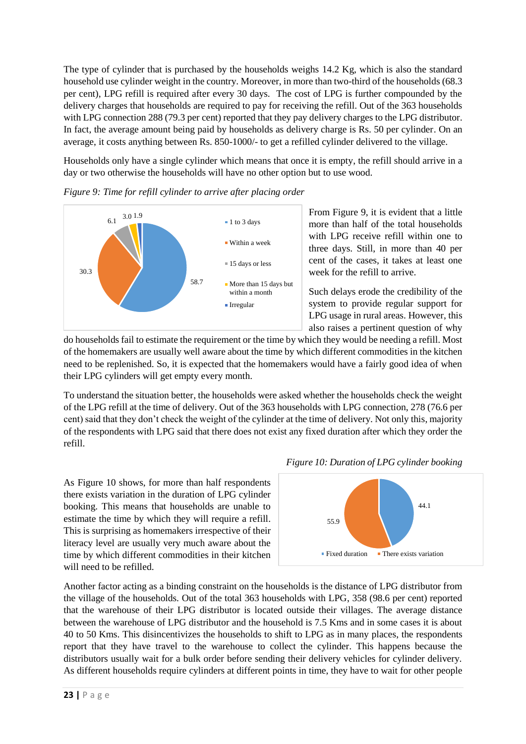The type of cylinder that is purchased by the households weighs 14.2 Kg, which is also the standard household use cylinder weight in the country. Moreover, in more than two-third of the households (68.3 per cent), LPG refill is required after every 30 days. The cost of LPG is further compounded by the delivery charges that households are required to pay for receiving the refill. Out of the 363 households with LPG connection 288 (79.3 per cent) reported that they pay delivery charges to the LPG distributor. In fact, the average amount being paid by households as delivery charge is Rs. 50 per cylinder. On an average, it costs anything between Rs. 850-1000/- to get a refilled cylinder delivered to the village.

Households only have a single cylinder which means that once it is empty, the refill should arrive in a day or two otherwise the households will have no other option but to use wood.

*Figure 9: Time for refill cylinder to arrive after placing order*

From Figure 9, it is evident that a little more than half of the total households with LPG receive refill within one to three days. Still, in more than 40 per cent of the cases, it takes at least one week for the refill to arrive.

Such delays erode the credibility of the system to provide regular support for LPG usage in rural areas. However, this also raises a pertinent question of why do households fail to estimate the requirement or the time by which they would be needing a refill. Most of the homemakers are usually well aware about the time by which different commodities in the kitchen need to be replenished. So, it is expected that the homemakers would have a fairly good idea of when their LPG cylinders will get empty every month.

To understand the situation better, the households were asked whether the households check the weight of the LPG refill at the time of delivery. Out of the 363 households with LPG connection, 278 (76.6 per cent) said that they don't check the weight of the cylinder at the time of delivery. Not only this, majority of the respondents with LPG said that there does not exist any fixed duration after which they order the refill.

*Figure 10: Duration of LPG cylinder booking*

As Figure 10 shows, for more than half respondents there exists variation in the duration of LPG cylinder booking. This means that households are unable to estimate the time by which they will require a refill. This is surprising as homemakers irrespective of their literacy level are usually very much aware about the time by which different commodities in their kitchen will need to be refilled.

Another factor acting as a binding constraint on the households is the distance of LPG distributor from the village of the households. Out of the total 363 households with LPG, 358 (98.6 per cent) reported that the warehouse of their LPG distributor is located outside their villages. The average distance between the warehouse of LPG distributor and the household is 7.5 Kms and in some cases it is about 40 to 50 Kms. This disincentivizes the households to shift to LPG as in many places, the respondents report that they have travel to the warehouse to collect the cylinder. This happens because the distributors usually wait for a bulk order before sending their delivery vehicles for cylinder delivery. As different households require cylinders at different points in time, they have to wait for other people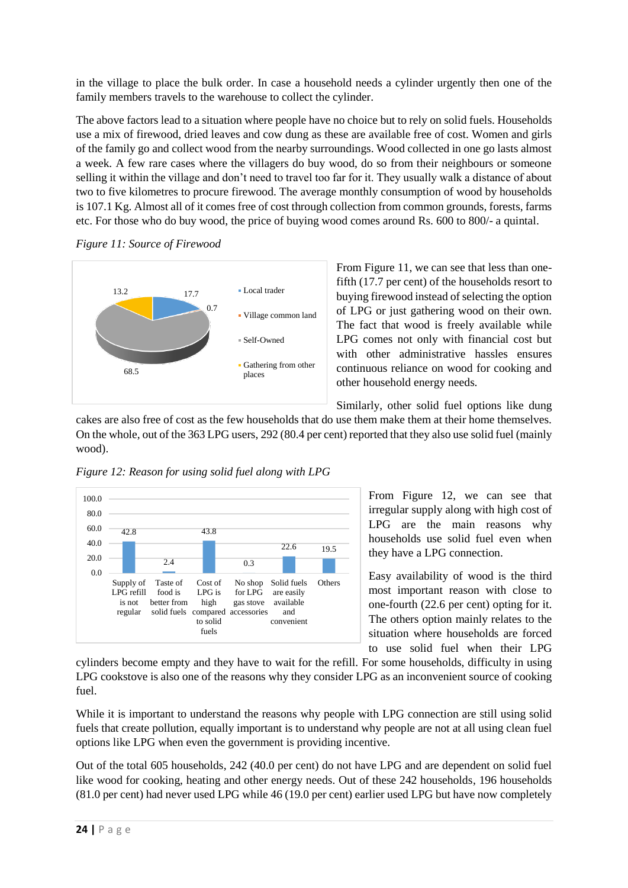in the village to place the bulk order. In case a household needs a cylinder urgently then one of the family members travels to the warehouse to collect the cylinder.

The above factors lead to a situation where people have no choice but to rely on solid fuels. Households use a mix of firewood, dried leaves and cow dung as these are available free of cost. Women and girls of the family go and collect wood from the nearby surroundings. Wood collected in one go lasts almost a week. A few rare cases where the villagers do buy wood, do so from their neighbours or someone selling it within the village and don't need to travel too far for it. They usually walk a distance of about two to five kilometres to procure firewood. The average monthly consumption of wood by households is 107.1 Kg. Almost all of it comes free of cost through collection from common grounds, forests, farms etc. For those who do buy wood, the price of buying wood comes around Rs. 600 to 800/- a quintal.

*Figure 11: Source of Firewood*

| Source | Per cent |
|---|---|
| Local trader | 17.7 |
| Village common land | 0.7 |
| Self-Owned | 68.5 |
| Gathering from other places | 13.2 |

From Figure 11, we can see that less than one-fifth (17.7 per cent) of the households resort to buying firewood instead of selecting the option of LPG or just gathering wood on their own. The fact that wood is freely available while LPG comes not only with financial cost but with other administrative hassles ensures continuous reliance on wood for cooking and other household energy needs.

Similarly, other solid fuel options like dung cakes are also free of cost as the few households that do use them make them at their home themselves. On the whole, out of the 363 LPG users, 292 (80.4 per cent) reported that they also use solid fuel (mainly wood).

*Figure 12: Reason for using solid fuel along with LPG*

| Reason | Per cent |
|---|---|
| Supply of LPG refill is not regular | 42.8 |
| Taste of food is better from solid fuels | 2.4 |
| Cost of LPG is high compared to solid fuels | 43.8 |
| No shop for LPG gas stove accessories | 0.3 |
| Solid fuels are easily available and convenient | 22.6 |
| Others | 19.5 |

From Figure 12, we can see that irregular supply along with high cost of LPG are the main reasons why households use solid fuel even when they have a LPG connection.

Easy availability of wood is the third most important reason with close to one-fourth (22.6 per cent) opting for it. The others option mainly relates to the situation where households are forced to use solid fuel when their LPG cylinders become empty and they have to wait for the refill. For some households, difficulty in using LPG cookstove is also one of the reasons why they consider LPG as an inconvenient source of cooking fuel.

While it is important to understand the reasons why people with LPG connection are still using solid fuels that create pollution, equally important is to understand why people are not at all using clean fuel options like LPG when even the government is providing incentive.

Out of the total 605 households, 242 (40.0 per cent) do not have LPG and are dependent on solid fuel like wood for cooking, heating and other energy needs. Out of these 242 households, 196 households (81.0 per cent) had never used LPG while 46 (19.0 per cent) earlier used LPG but have now completely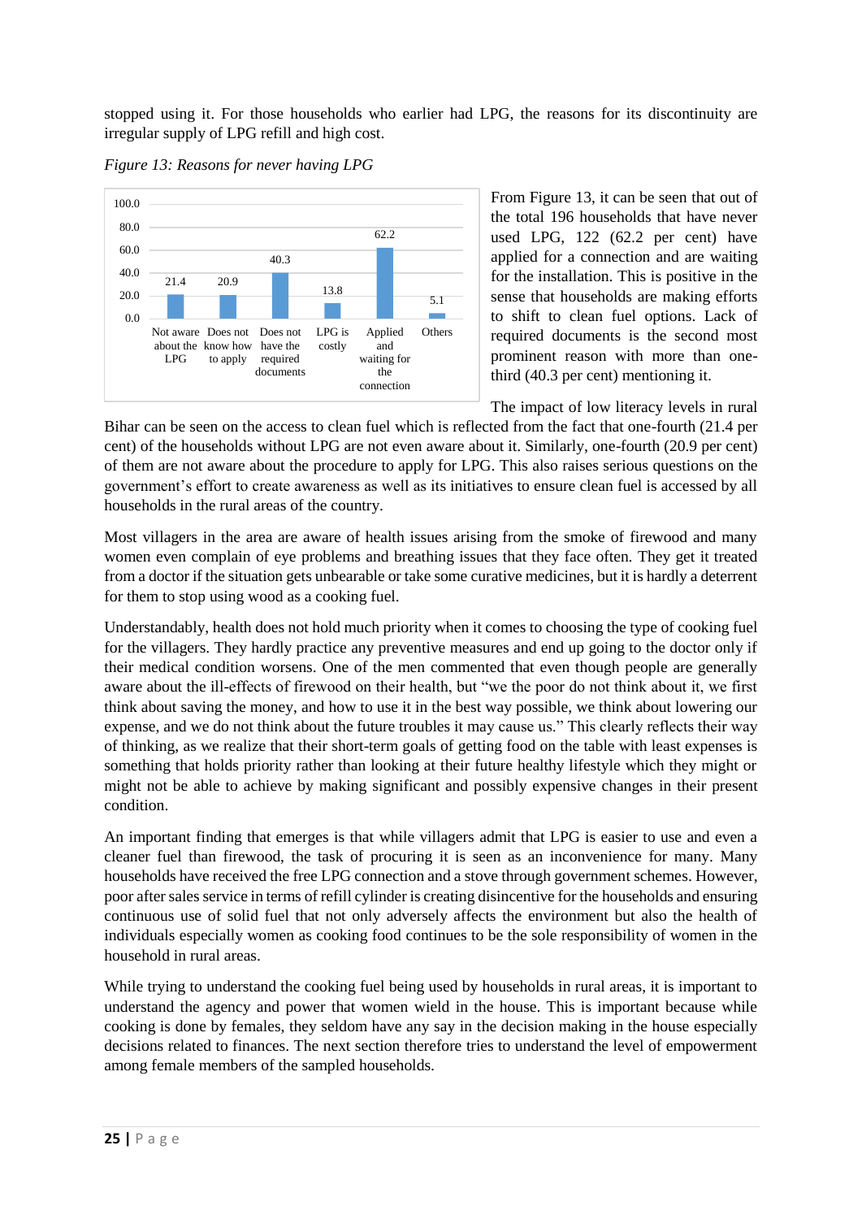stopped using it. For those households who earlier had LPG, the reasons for its discontinuity are irregular supply of LPG refill and high cost.

*Figure 13: Reasons for never having LPG*

| Reason | Per cent |
|---|---|
| Not aware about the LPG | 21.4 |
| Does not know how to apply | 20.9 |
| Does not have the required documents | 40.3 |
| LPG is costly | 13.8 |
| Applied and waiting for the connection | 62.2 |
| Others | 5.1 |

From Figure 13, it can be seen that out of the total 196 households that have never used LPG, 122 (62.2 per cent) have applied for a connection and are waiting for the installation. This is positive in the sense that households are making efforts to shift to clean fuel options. Lack of required documents is the second most prominent reason with more than one-third (40.3 per cent) mentioning it.

The impact of low literacy levels in rural Bihar can be seen on the access to clean fuel which is reflected from the fact that one-fourth (21.4 per cent) of the households without LPG are not even aware about it. Similarly, one-fourth (20.9 per cent) of them are not aware about the procedure to apply for LPG. This also raises serious questions on the government's effort to create awareness as well as its initiatives to ensure clean fuel is accessed by all households in the rural areas of the country.

Most villagers in the area are aware of health issues arising from the smoke of firewood and many women even complain of eye problems and breathing issues that they face often. They get it treated from a doctor if the situation gets unbearable or take some curative medicines, but it is hardly a deterrent for them to stop using wood as a cooking fuel.

Understandably, health does not hold much priority when it comes to choosing the type of cooking fuel for the villagers. They hardly practice any preventive measures and end up going to the doctor only if their medical condition worsens. One of the men commented that even though people are generally aware about the ill-effects of firewood on their health, but "we the poor do not think about it, we first think about saving the money, and how to use it in the best way possible, we think about lowering our expense, and we do not think about the future troubles it may cause us." This clearly reflects their way of thinking, as we realize that their short-term goals of getting food on the table with least expenses is something that holds priority rather than looking at their future healthy lifestyle which they might or might not be able to achieve by making significant and possibly expensive changes in their present condition.

An important finding that emerges is that while villagers admit that LPG is easier to use and even a cleaner fuel than firewood, the task of procuring it is seen as an inconvenience for many. Many households have received the free LPG connection and a stove through government schemes. However, poor after sales service in terms of refill cylinder is creating disincentive for the households and ensuring continuous use of solid fuel that not only adversely affects the environment but also the health of individuals especially women as cooking food continues to be the sole responsibility of women in the household in rural areas.

While trying to understand the cooking fuel being used by households in rural areas, it is important to understand the agency and power that women wield in the house. This is important because while cooking is done by females, they seldom have any say in the decision making in the house especially decisions related to finances. The next section therefore tries to understand the level of empowerment among female members of the sampled households.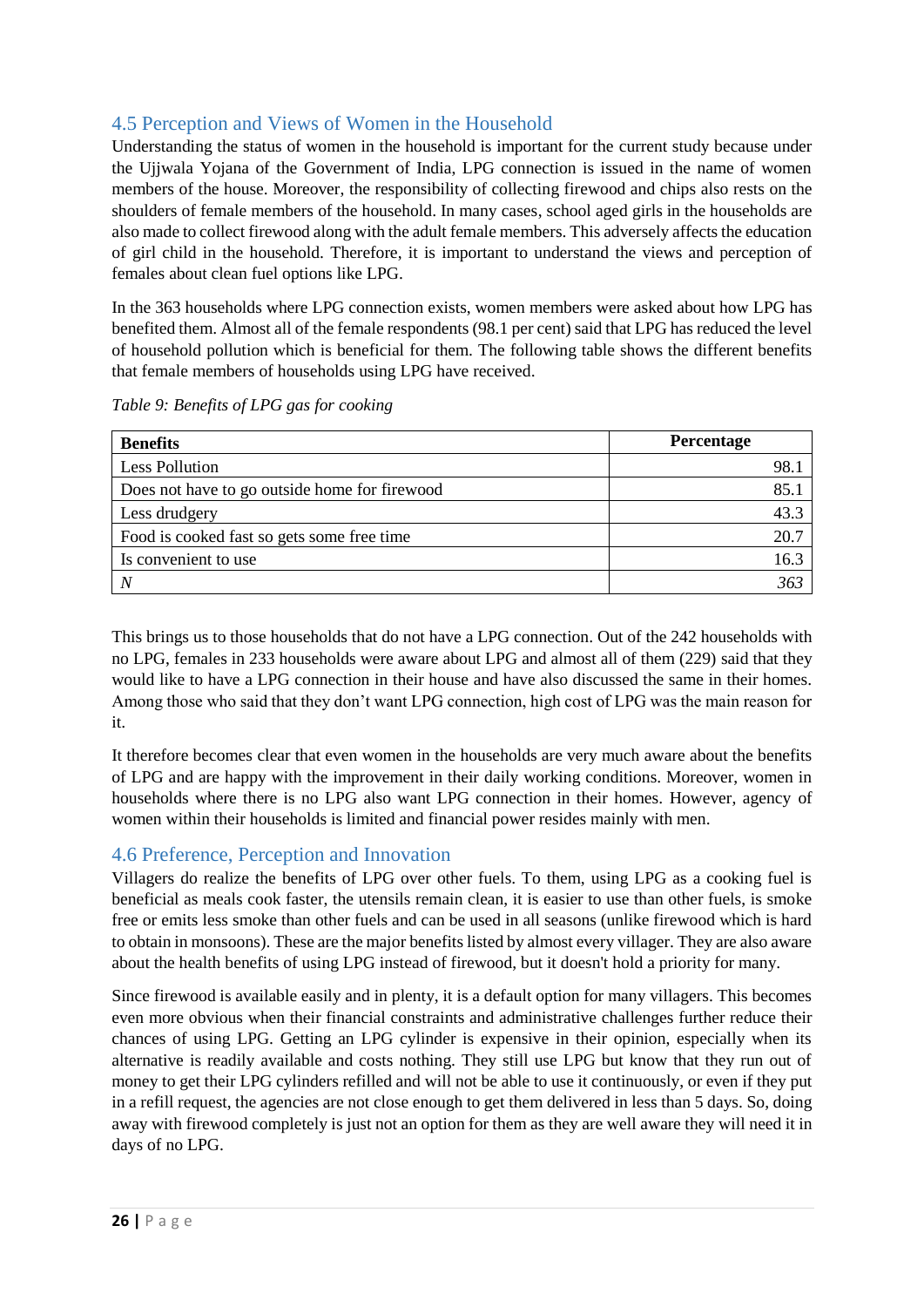## 4.5 Perception and Views of Women in the Household

Understanding the status of women in the household is important for the current study because under the Ujjwala Yojana of the Government of India, LPG connection is issued in the name of women members of the house. Moreover, the responsibility of collecting firewood and chips also rests on the shoulders of female members of the household. In many cases, school aged girls in the households are also made to collect firewood along with the adult female members. This adversely affects the education of girl child in the household. Therefore, it is important to understand the views and perception of females about clean fuel options like LPG.

In the 363 households where LPG connection exists, women members were asked about how LPG has benefited them. Almost all of the female respondents (98.1 per cent) said that LPG has reduced the level of household pollution which is beneficial for them. The following table shows the different benefits that female members of households using LPG have received.

*Table 9: Benefits of LPG gas for cooking*

| **Benefits** | **Percentage** |
|---|---:|
| Less Pollution | 98.1 |
| Does not have to go outside home for firewood | 85.1 |
| Less drudgery | 43.3 |
| Food is cooked fast so gets some free time | 20.7 |
| Is convenient to use | 16.3 |
| *N* | *363* |

This brings us to those households that do not have a LPG connection. Out of the 242 households with no LPG, females in 233 households were aware about LPG and almost all of them (229) said that they would like to have a LPG connection in their house and have also discussed the same in their homes. Among those who said that they don't want LPG connection, high cost of LPG was the main reason for it.

It therefore becomes clear that even women in the households are very much aware about the benefits of LPG and are happy with the improvement in their daily working conditions. Moreover, women in households where there is no LPG also want LPG connection in their homes. However, agency of women within their households is limited and financial power resides mainly with men.

## 4.6 Preference, Perception and Innovation

Villagers do realize the benefits of LPG over other fuels. To them, using LPG as a cooking fuel is beneficial as meals cook faster, the utensils remain clean, it is easier to use than other fuels, is smoke free or emits less smoke than other fuels and can be used in all seasons (unlike firewood which is hard to obtain in monsoons). These are the major benefits listed by almost every villager. They are also aware about the health benefits of using LPG instead of firewood, but it doesn't hold a priority for many.

Since firewood is available easily and in plenty, it is a default option for many villagers. This becomes even more obvious when their financial constraints and administrative challenges further reduce their chances of using LPG. Getting an LPG cylinder is expensive in their opinion, especially when its alternative is readily available and costs nothing. They still use LPG but know that they run out of money to get their LPG cylinders refilled and will not be able to use it continuously, or even if they put in a refill request, the agencies are not close enough to get them delivered in less than 5 days. So, doing away with firewood completely is just not an option for them as they are well aware they will need it in days of no LPG.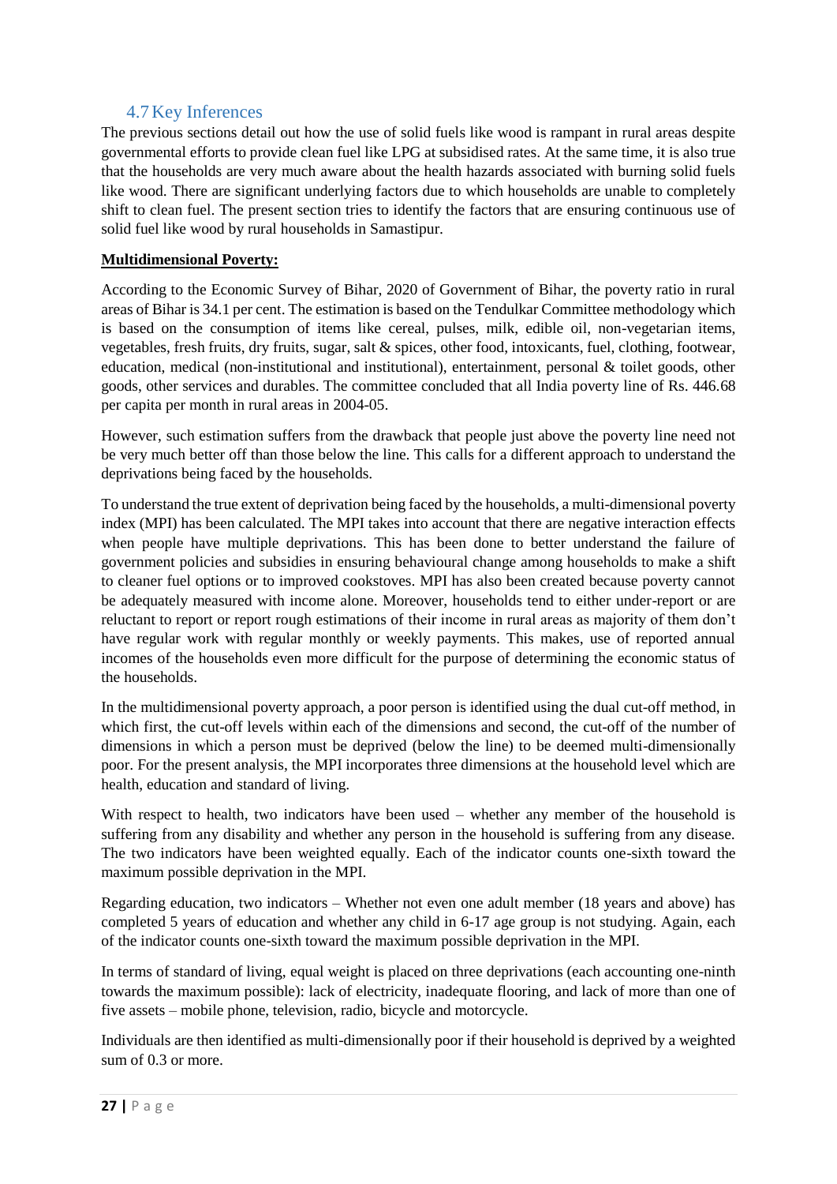## 4.7 Key Inferences

The previous sections detail out how the use of solid fuels like wood is rampant in rural areas despite governmental efforts to provide clean fuel like LPG at subsidised rates. At the same time, it is also true that the households are very much aware about the health hazards associated with burning solid fuels like wood. There are significant underlying factors due to which households are unable to completely shift to clean fuel. The present section tries to identify the factors that are ensuring continuous use of solid fuel like wood by rural households in Samastipur.

**Multidimensional Poverty:**

According to the Economic Survey of Bihar, 2020 of Government of Bihar, the poverty ratio in rural areas of Bihar is 34.1 per cent. The estimation is based on the Tendulkar Committee methodology which is based on the consumption of items like cereal, pulses, milk, edible oil, non-vegetarian items, vegetables, fresh fruits, dry fruits, sugar, salt & spices, other food, intoxicants, fuel, clothing, footwear, education, medical (non-institutional and institutional), entertainment, personal & toilet goods, other goods, other services and durables. The committee concluded that all India poverty line of Rs. 446.68 per capita per month in rural areas in 2004-05.

However, such estimation suffers from the drawback that people just above the poverty line need not be very much better off than those below the line. This calls for a different approach to understand the deprivations being faced by the households.

To understand the true extent of deprivation being faced by the households, a multi-dimensional poverty index (MPI) has been calculated. The MPI takes into account that there are negative interaction effects when people have multiple deprivations. This has been done to better understand the failure of government policies and subsidies in ensuring behavioural change among households to make a shift to cleaner fuel options or to improved cookstoves. MPI has also been created because poverty cannot be adequately measured with income alone. Moreover, households tend to either under-report or are reluctant to report or report rough estimations of their income in rural areas as majority of them don't have regular work with regular monthly or weekly payments. This makes, use of reported annual incomes of the households even more difficult for the purpose of determining the economic status of the households.

In the multidimensional poverty approach, a poor person is identified using the dual cut-off method, in which first, the cut-off levels within each of the dimensions and second, the cut-off of the number of dimensions in which a person must be deprived (below the line) to be deemed multi-dimensionally poor. For the present analysis, the MPI incorporates three dimensions at the household level which are health, education and standard of living.

With respect to health, two indicators have been used – whether any member of the household is suffering from any disability and whether any person in the household is suffering from any disease. The two indicators have been weighted equally. Each of the indicator counts one-sixth toward the maximum possible deprivation in the MPI.

Regarding education, two indicators – Whether not even one adult member (18 years and above) has completed 5 years of education and whether any child in 6-17 age group is not studying. Again, each of the indicator counts one-sixth toward the maximum possible deprivation in the MPI.

In terms of standard of living, equal weight is placed on three deprivations (each accounting one-ninth towards the maximum possible): lack of electricity, inadequate flooring, and lack of more than one of five assets – mobile phone, television, radio, bicycle and motorcycle.

Individuals are then identified as multi-dimensionally poor if their household is deprived by a weighted sum of 0.3 or more.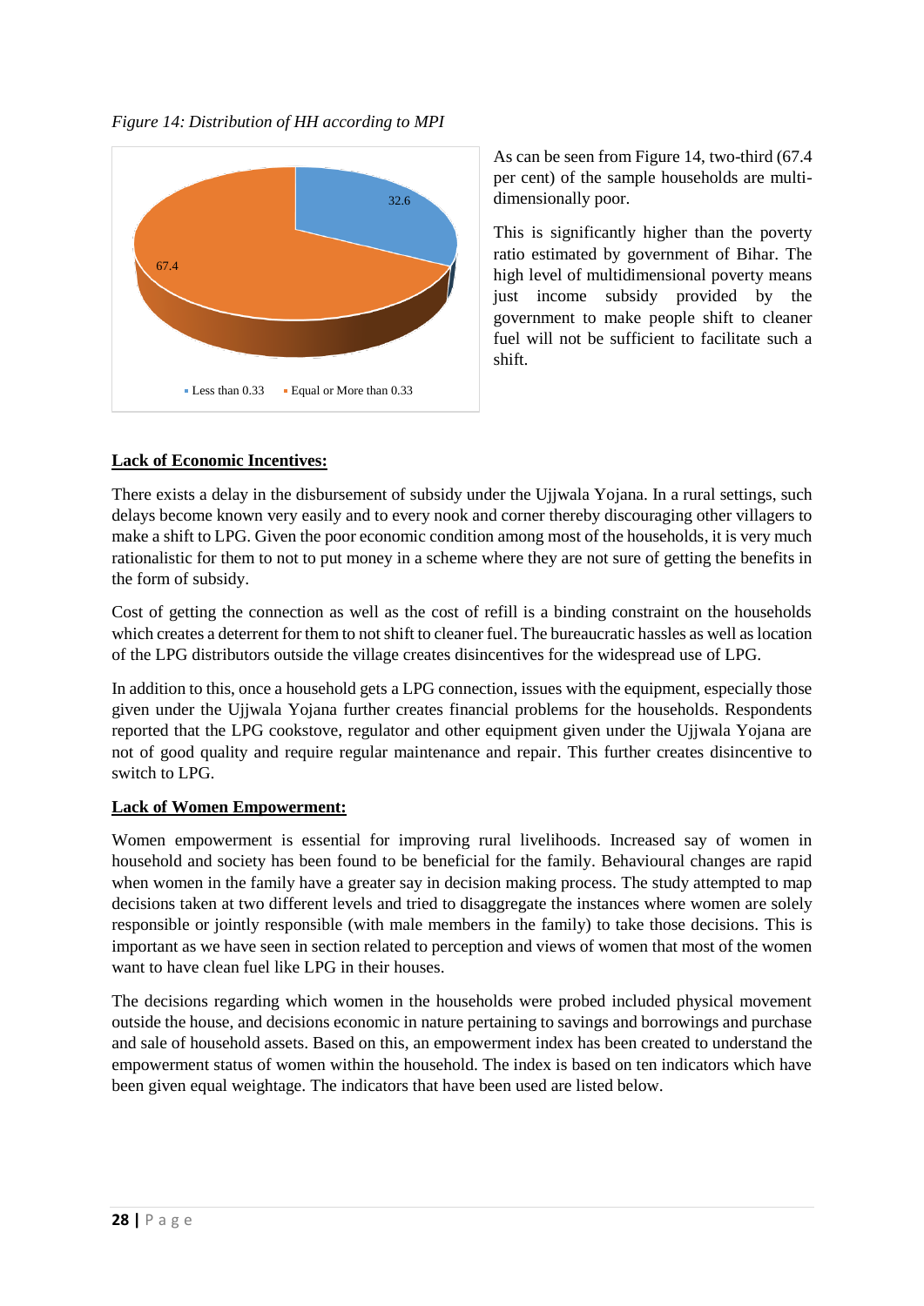*Figure 14: Distribution of HH according to MPI*

As can be seen from Figure 14, two-third (67.4 per cent) of the sample households are multi-dimensionally poor.

This is significantly higher than the poverty ratio estimated by government of Bihar. The high level of multidimensional poverty means just income subsidy provided by the government to make people shift to cleaner fuel will not be sufficient to facilitate such a shift.

**Lack of Economic Incentives:**

There exists a delay in the disbursement of subsidy under the Ujjwala Yojana. In a rural settings, such delays become known very easily and to every nook and corner thereby discouraging other villagers to make a shift to LPG. Given the poor economic condition among most of the households, it is very much rationalistic for them to not to put money in a scheme where they are not sure of getting the benefits in the form of subsidy.

Cost of getting the connection as well as the cost of refill is a binding constraint on the households which creates a deterrent for them to not shift to cleaner fuel. The bureaucratic hassles as well as location of the LPG distributors outside the village creates disincentives for the widespread use of LPG.

In addition to this, once a household gets a LPG connection, issues with the equipment, especially those given under the Ujjwala Yojana further creates financial problems for the households. Respondents reported that the LPG cookstove, regulator and other equipment given under the Ujjwala Yojana are not of good quality and require regular maintenance and repair. This further creates disincentive to switch to LPG.

**Lack of Women Empowerment:**

Women empowerment is essential for improving rural livelihoods. Increased say of women in household and society has been found to be beneficial for the family. Behavioural changes are rapid when women in the family have a greater say in decision making process. The study attempted to map decisions taken at two different levels and tried to disaggregate the instances where women are solely responsible or jointly responsible (with male members in the family) to take those decisions. This is important as we have seen in section related to perception and views of women that most of the women want to have clean fuel like LPG in their houses.

The decisions regarding which women in the households were probed included physical movement outside the house, and decisions economic in nature pertaining to savings and borrowings and purchase and sale of household assets. Based on this, an empowerment index has been created to understand the empowerment status of women within the household. The index is based on ten indicators which have been given equal weightage. The indicators that have been used are listed below.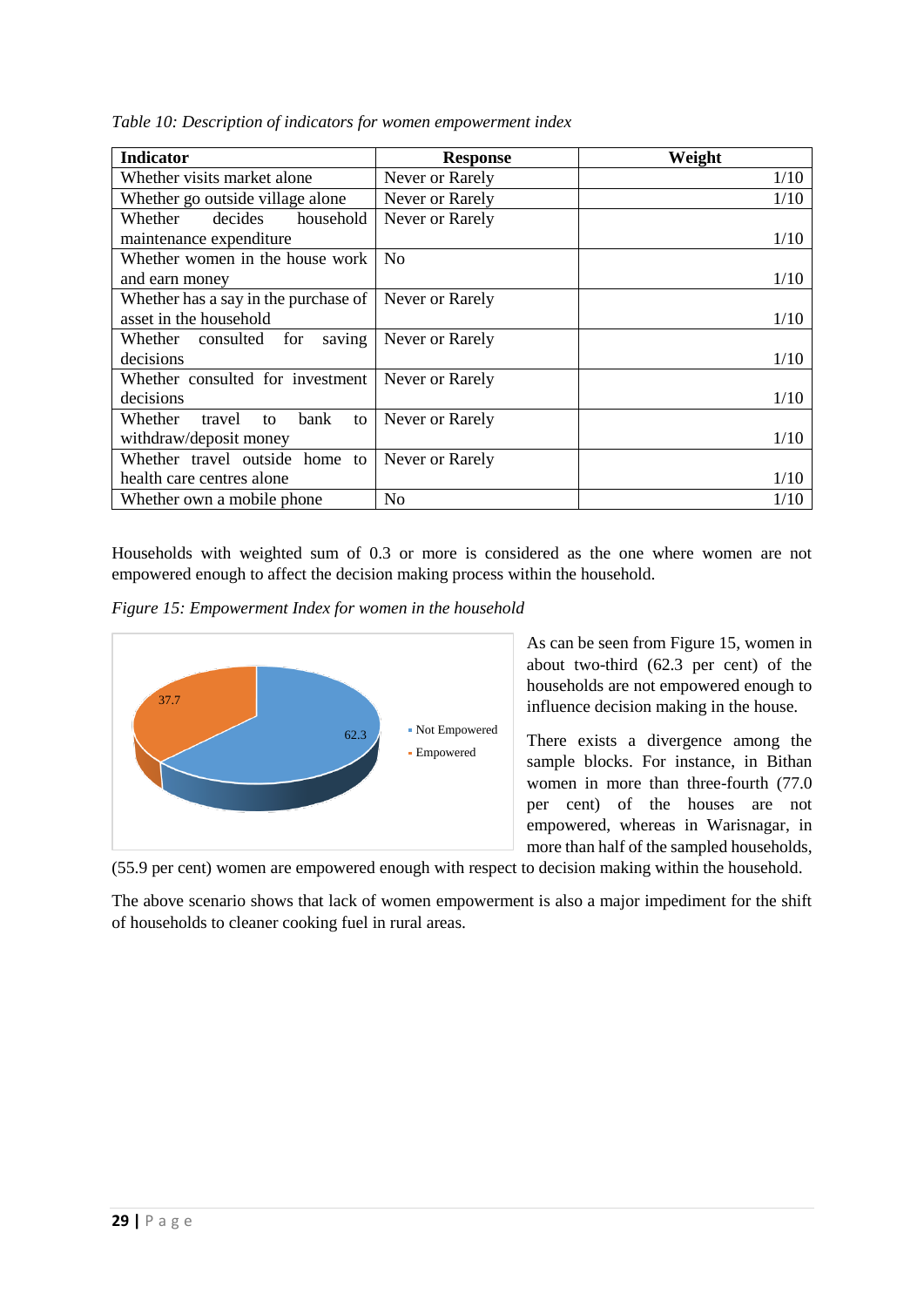*Table 10: Description of indicators for women empowerment index*

| Indicator | Response | Weight |
|---|---|---|
| Whether visits market alone | Never or Rarely | 1/10 |
| Whether go outside village alone | Never or Rarely | 1/10 |
| Whether decides household maintenance expenditure | Never or Rarely | 1/10 |
| Whether women in the house work and earn money | No | 1/10 |
| Whether has a say in the purchase of asset in the household | Never or Rarely | 1/10 |
| Whether consulted for saving decisions | Never or Rarely | 1/10 |
| Whether consulted for investment decisions | Never or Rarely | 1/10 |
| Whether travel to bank to withdraw/deposit money | Never or Rarely | 1/10 |
| Whether travel outside home to health care centres alone | Never or Rarely | 1/10 |
| Whether own a mobile phone | No | 1/10 |

Households with weighted sum of 0.3 or more is considered as the one where women are not empowered enough to affect the decision making process within the household.

*Figure 15: Empowerment Index for women in the household*

As can be seen from Figure 15, women in about two-third (62.3 per cent) of the households are not empowered enough to influence decision making in the house.

There exists a divergence among the sample blocks. For instance, in Bithan women in more than three-fourth (77.0 per cent) of the houses are not empowered, whereas in Warisnagar, in more than half of the sampled households, (55.9 per cent) women are empowered enough with respect to decision making within the household.

The above scenario shows that lack of women empowerment is also a major impediment for the shift of households to cleaner cooking fuel in rural areas.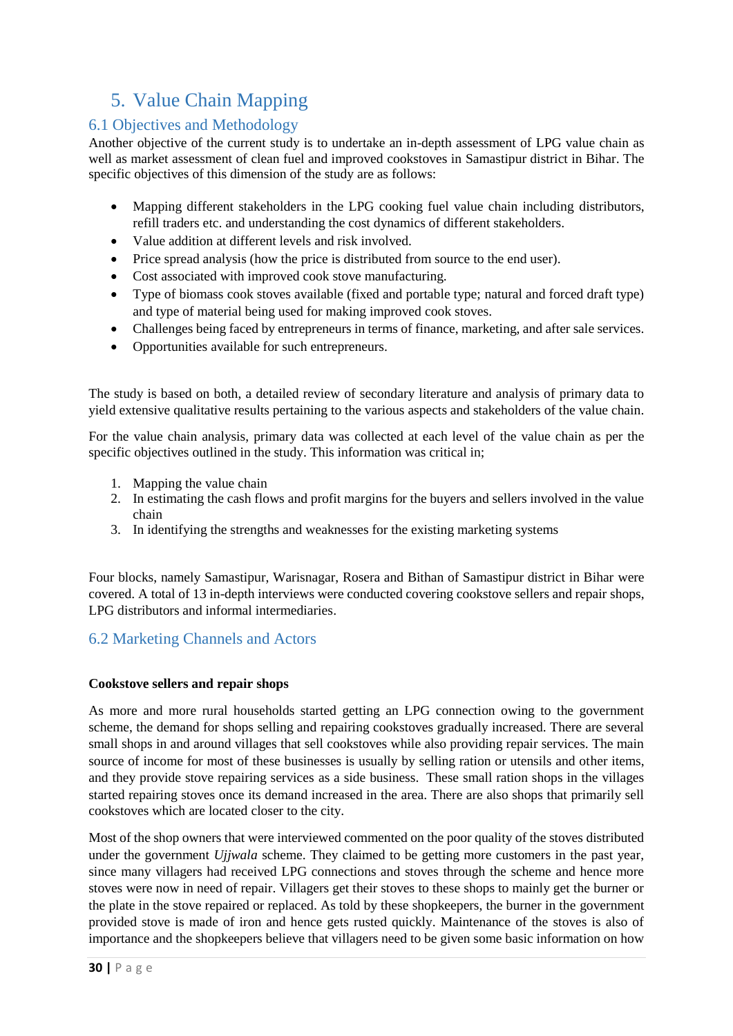# 5. Value Chain Mapping

## 6.1 Objectives and Methodology

Another objective of the current study is to undertake an in-depth assessment of LPG value chain as well as market assessment of clean fuel and improved cookstoves in Samastipur district in Bihar. The specific objectives of this dimension of the study are as follows:

- Mapping different stakeholders in the LPG cooking fuel value chain including distributors, refill traders etc. and understanding the cost dynamics of different stakeholders.
- Value addition at different levels and risk involved.
- Price spread analysis (how the price is distributed from source to the end user).
- Cost associated with improved cook stove manufacturing.
- Type of biomass cook stoves available (fixed and portable type; natural and forced draft type) and type of material being used for making improved cook stoves.
- Challenges being faced by entrepreneurs in terms of finance, marketing, and after sale services.
- Opportunities available for such entrepreneurs.

The study is based on both, a detailed review of secondary literature and analysis of primary data to yield extensive qualitative results pertaining to the various aspects and stakeholders of the value chain.

For the value chain analysis, primary data was collected at each level of the value chain as per the specific objectives outlined in the study. This information was critical in;

1. Mapping the value chain
2. In estimating the cash flows and profit margins for the buyers and sellers involved in the value chain
3. In identifying the strengths and weaknesses for the existing marketing systems

Four blocks, namely Samastipur, Warisnagar, Rosera and Bithan of Samastipur district in Bihar were covered. A total of 13 in-depth interviews were conducted covering cookstove sellers and repair shops, LPG distributors and informal intermediaries.

## 6.2 Marketing Channels and Actors

**Cookstove sellers and repair shops**

As more and more rural households started getting an LPG connection owing to the government scheme, the demand for shops selling and repairing cookstoves gradually increased. There are several small shops in and around villages that sell cookstoves while also providing repair services. The main source of income for most of these businesses is usually by selling ration or utensils and other items, and they provide stove repairing services as a side business. These small ration shops in the villages started repairing stoves once its demand increased in the area. There are also shops that primarily sell cookstoves which are located closer to the city.

Most of the shop owners that were interviewed commented on the poor quality of the stoves distributed under the government *Ujjwala* scheme. They claimed to be getting more customers in the past year, since many villagers had received LPG connections and stoves through the scheme and hence more stoves were now in need of repair. Villagers get their stoves to these shops to mainly get the burner or the plate in the stove repaired or replaced. As told by these shopkeepers, the burner in the government provided stove is made of iron and hence gets rusted quickly. Maintenance of the stoves is also of importance and the shopkeepers believe that villagers need to be given some basic information on how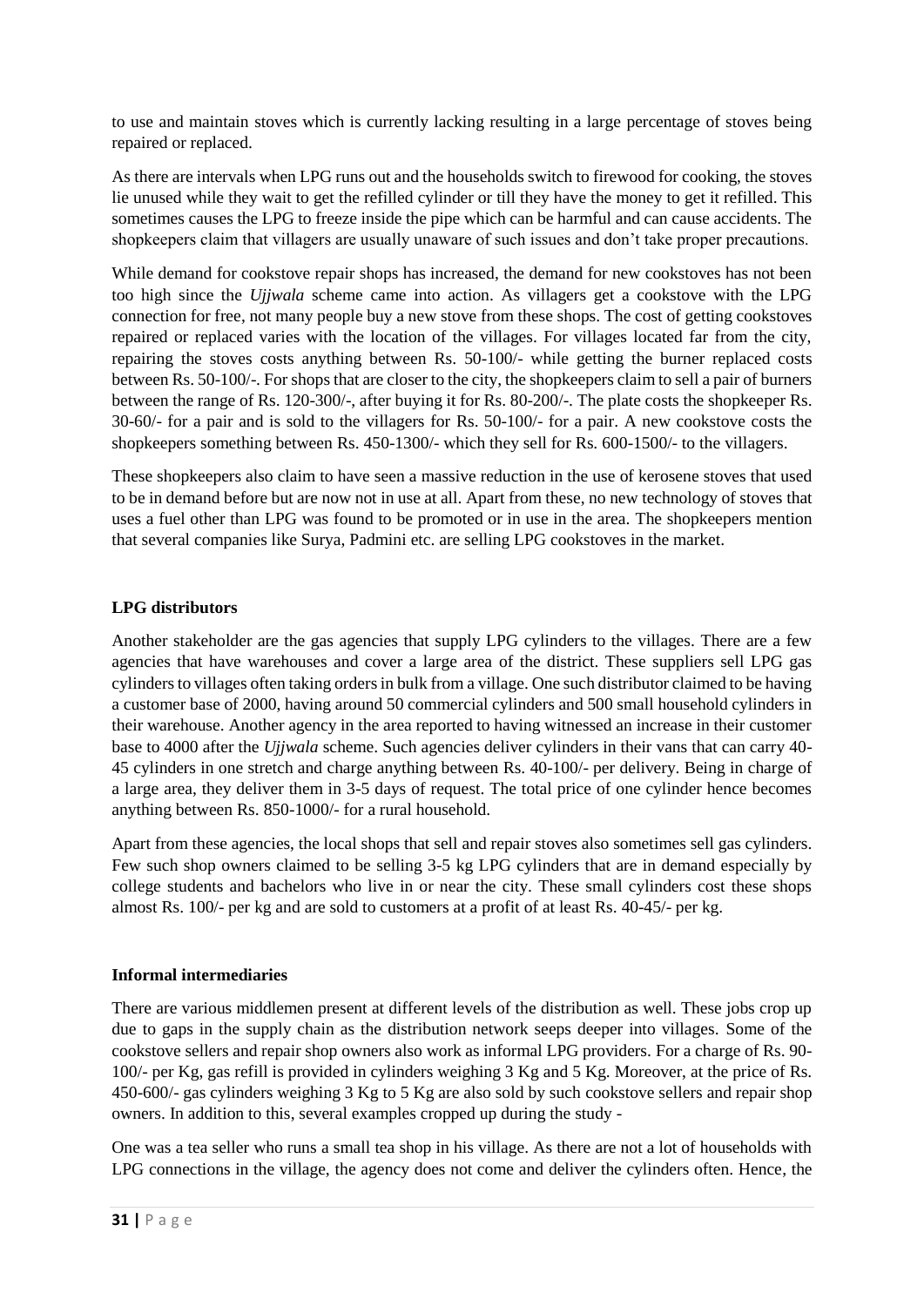to use and maintain stoves which is currently lacking resulting in a large percentage of stoves being repaired or replaced.

As there are intervals when LPG runs out and the households switch to firewood for cooking, the stoves lie unused while they wait to get the refilled cylinder or till they have the money to get it refilled. This sometimes causes the LPG to freeze inside the pipe which can be harmful and can cause accidents. The shopkeepers claim that villagers are usually unaware of such issues and don't take proper precautions.

While demand for cookstove repair shops has increased, the demand for new cookstoves has not been too high since the *Ujjwala* scheme came into action. As villagers get a cookstove with the LPG connection for free, not many people buy a new stove from these shops. The cost of getting cookstoves repaired or replaced varies with the location of the villages. For villages located far from the city, repairing the stoves costs anything between Rs. 50-100/- while getting the burner replaced costs between Rs. 50-100/-. For shops that are closer to the city, the shopkeepers claim to sell a pair of burners between the range of Rs. 120-300/-, after buying it for Rs. 80-200/-. The plate costs the shopkeeper Rs. 30-60/- for a pair and is sold to the villagers for Rs. 50-100/- for a pair. A new cookstove costs the shopkeepers something between Rs. 450-1300/- which they sell for Rs. 600-1500/- to the villagers.

These shopkeepers also claim to have seen a massive reduction in the use of kerosene stoves that used to be in demand before but are now not in use at all. Apart from these, no new technology of stoves that uses a fuel other than LPG was found to be promoted or in use in the area. The shopkeepers mention that several companies like Surya, Padmini etc. are selling LPG cookstoves in the market.

**LPG distributors**

Another stakeholder are the gas agencies that supply LPG cylinders to the villages. There are a few agencies that have warehouses and cover a large area of the district. These suppliers sell LPG gas cylinders to villages often taking orders in bulk from a village. One such distributor claimed to be having a customer base of 2000, having around 50 commercial cylinders and 500 small household cylinders in their warehouse. Another agency in the area reported to having witnessed an increase in their customer base to 4000 after the *Ujjwala* scheme. Such agencies deliver cylinders in their vans that can carry 40-45 cylinders in one stretch and charge anything between Rs. 40-100/- per delivery. Being in charge of a large area, they deliver them in 3-5 days of request. The total price of one cylinder hence becomes anything between Rs. 850-1000/- for a rural household.

Apart from these agencies, the local shops that sell and repair stoves also sometimes sell gas cylinders. Few such shop owners claimed to be selling 3-5 kg LPG cylinders that are in demand especially by college students and bachelors who live in or near the city. These small cylinders cost these shops almost Rs. 100/- per kg and are sold to customers at a profit of at least Rs. 40-45/- per kg.

**Informal intermediaries**

There are various middlemen present at different levels of the distribution as well. These jobs crop up due to gaps in the supply chain as the distribution network seeps deeper into villages. Some of the cookstove sellers and repair shop owners also work as informal LPG providers. For a charge of Rs. 90-100/- per Kg, gas refill is provided in cylinders weighing 3 Kg and 5 Kg. Moreover, at the price of Rs. 450-600/- gas cylinders weighing 3 Kg to 5 Kg are also sold by such cookstove sellers and repair shop owners. In addition to this, several examples cropped up during the study -

One was a tea seller who runs a small tea shop in his village. As there are not a lot of households with LPG connections in the village, the agency does not come and deliver the cylinders often. Hence, the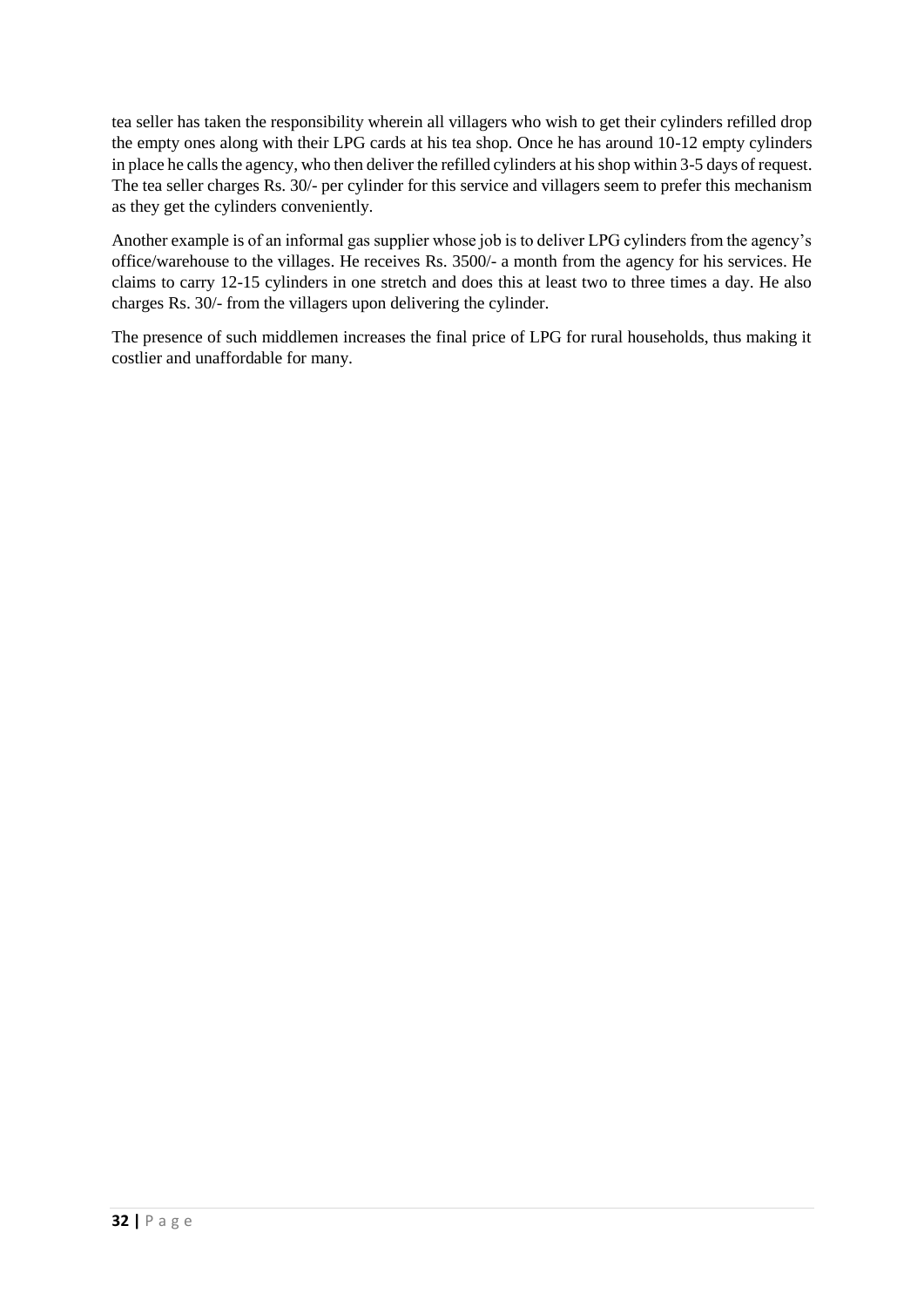tea seller has taken the responsibility wherein all villagers who wish to get their cylinders refilled drop the empty ones along with their LPG cards at his tea shop. Once he has around 10-12 empty cylinders in place he calls the agency, who then deliver the refilled cylinders at his shop within 3-5 days of request. The tea seller charges Rs. 30/- per cylinder for this service and villagers seem to prefer this mechanism as they get the cylinders conveniently.

Another example is of an informal gas supplier whose job is to deliver LPG cylinders from the agency's office/warehouse to the villages. He receives Rs. 3500/- a month from the agency for his services. He claims to carry 12-15 cylinders in one stretch and does this at least two to three times a day. He also charges Rs. 30/- from the villagers upon delivering the cylinder.

The presence of such middlemen increases the final price of LPG for rural households, thus making it costlier and unaffordable for many.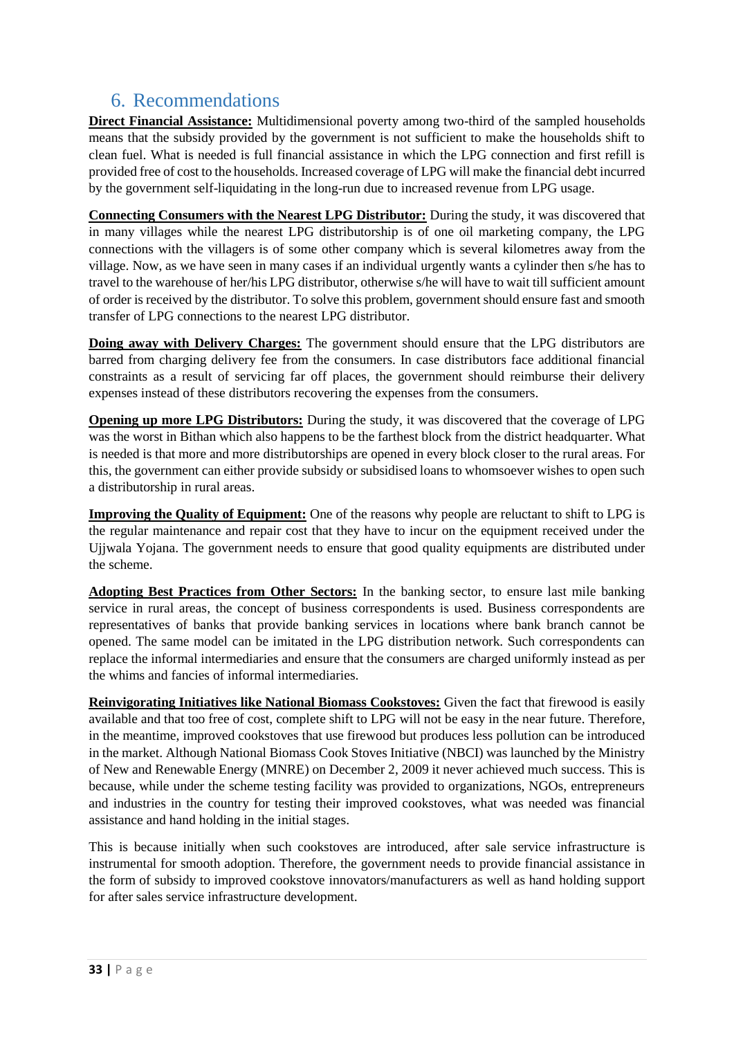# 6. Recommendations

**Direct Financial Assistance:** Multidimensional poverty among two-third of the sampled households means that the subsidy provided by the government is not sufficient to make the households shift to clean fuel. What is needed is full financial assistance in which the LPG connection and first refill is provided free of cost to the households. Increased coverage of LPG will make the financial debt incurred by the government self-liquidating in the long-run due to increased revenue from LPG usage.

**Connecting Consumers with the Nearest LPG Distributor:** During the study, it was discovered that in many villages while the nearest LPG distributorship is of one oil marketing company, the LPG connections with the villagers is of some other company which is several kilometres away from the village. Now, as we have seen in many cases if an individual urgently wants a cylinder then s/he has to travel to the warehouse of her/his LPG distributor, otherwise s/he will have to wait till sufficient amount of order is received by the distributor. To solve this problem, government should ensure fast and smooth transfer of LPG connections to the nearest LPG distributor.

**Doing away with Delivery Charges:** The government should ensure that the LPG distributors are barred from charging delivery fee from the consumers. In case distributors face additional financial constraints as a result of servicing far off places, the government should reimburse their delivery expenses instead of these distributors recovering the expenses from the consumers.

**Opening up more LPG Distributors:** During the study, it was discovered that the coverage of LPG was the worst in Bithan which also happens to be the farthest block from the district headquarter. What is needed is that more and more distributorships are opened in every block closer to the rural areas. For this, the government can either provide subsidy or subsidised loans to whomsoever wishes to open such a distributorship in rural areas.

**Improving the Quality of Equipment:** One of the reasons why people are reluctant to shift to LPG is the regular maintenance and repair cost that they have to incur on the equipment received under the Ujjwala Yojana. The government needs to ensure that good quality equipments are distributed under the scheme.

**Adopting Best Practices from Other Sectors:** In the banking sector, to ensure last mile banking service in rural areas, the concept of business correspondents is used. Business correspondents are representatives of banks that provide banking services in locations where bank branch cannot be opened. The same model can be imitated in the LPG distribution network. Such correspondents can replace the informal intermediaries and ensure that the consumers are charged uniformly instead as per the whims and fancies of informal intermediaries.

**Reinvigorating Initiatives like National Biomass Cookstoves:** Given the fact that firewood is easily available and that too free of cost, complete shift to LPG will not be easy in the near future. Therefore, in the meantime, improved cookstoves that use firewood but produces less pollution can be introduced in the market. Although National Biomass Cook Stoves Initiative (NBCI) was launched by the Ministry of New and Renewable Energy (MNRE) on December 2, 2009 it never achieved much success. This is because, while under the scheme testing facility was provided to organizations, NGOs, entrepreneurs and industries in the country for testing their improved cookstoves, what was needed was financial assistance and hand holding in the initial stages.

This is because initially when such cookstoves are introduced, after sale service infrastructure is instrumental for smooth adoption. Therefore, the government needs to provide financial assistance in the form of subsidy to improved cookstove innovators/manufacturers as well as hand holding support for after sales service infrastructure development.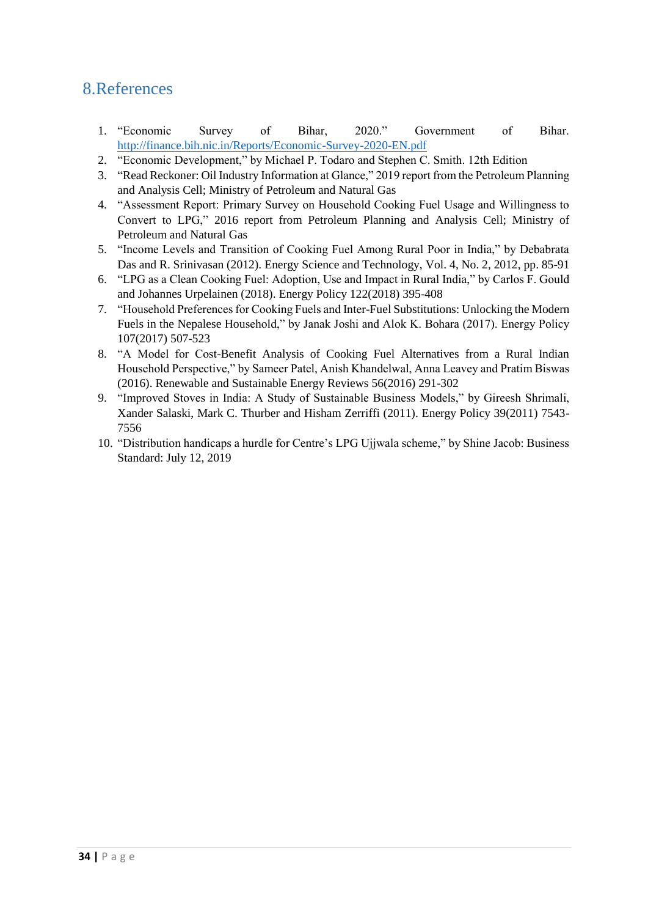# 8.References

1. "Economic Survey of Bihar, 2020." Government of Bihar. http://finance.bih.nic.in/Reports/Economic-Survey-2020-EN.pdf
2. "Economic Development," by Michael P. Todaro and Stephen C. Smith. 12th Edition
3. "Read Reckoner: Oil Industry Information at Glance," 2019 report from the Petroleum Planning and Analysis Cell; Ministry of Petroleum and Natural Gas
4. "Assessment Report: Primary Survey on Household Cooking Fuel Usage and Willingness to Convert to LPG," 2016 report from Petroleum Planning and Analysis Cell; Ministry of Petroleum and Natural Gas
5. "Income Levels and Transition of Cooking Fuel Among Rural Poor in India," by Debabrata Das and R. Srinivasan (2012). Energy Science and Technology, Vol. 4, No. 2, 2012, pp. 85-91
6. "LPG as a Clean Cooking Fuel: Adoption, Use and Impact in Rural India," by Carlos F. Gould and Johannes Urpelainen (2018). Energy Policy 122(2018) 395-408
7. "Household Preferences for Cooking Fuels and Inter-Fuel Substitutions: Unlocking the Modern Fuels in the Nepalese Household," by Janak Joshi and Alok K. Bohara (2017). Energy Policy 107(2017) 507-523
8. "A Model for Cost-Benefit Analysis of Cooking Fuel Alternatives from a Rural Indian Household Perspective," by Sameer Patel, Anish Khandelwal, Anna Leavey and Pratim Biswas (2016). Renewable and Sustainable Energy Reviews 56(2016) 291-302
9. "Improved Stoves in India: A Study of Sustainable Business Models," by Gireesh Shrimali, Xander Salaski, Mark C. Thurber and Hisham Zerriffi (2011). Energy Policy 39(2011) 7543-7556
10. "Distribution handicaps a hurdle for Centre's LPG Ujjwala scheme," by Shine Jacob: Business Standard: July 12, 2019